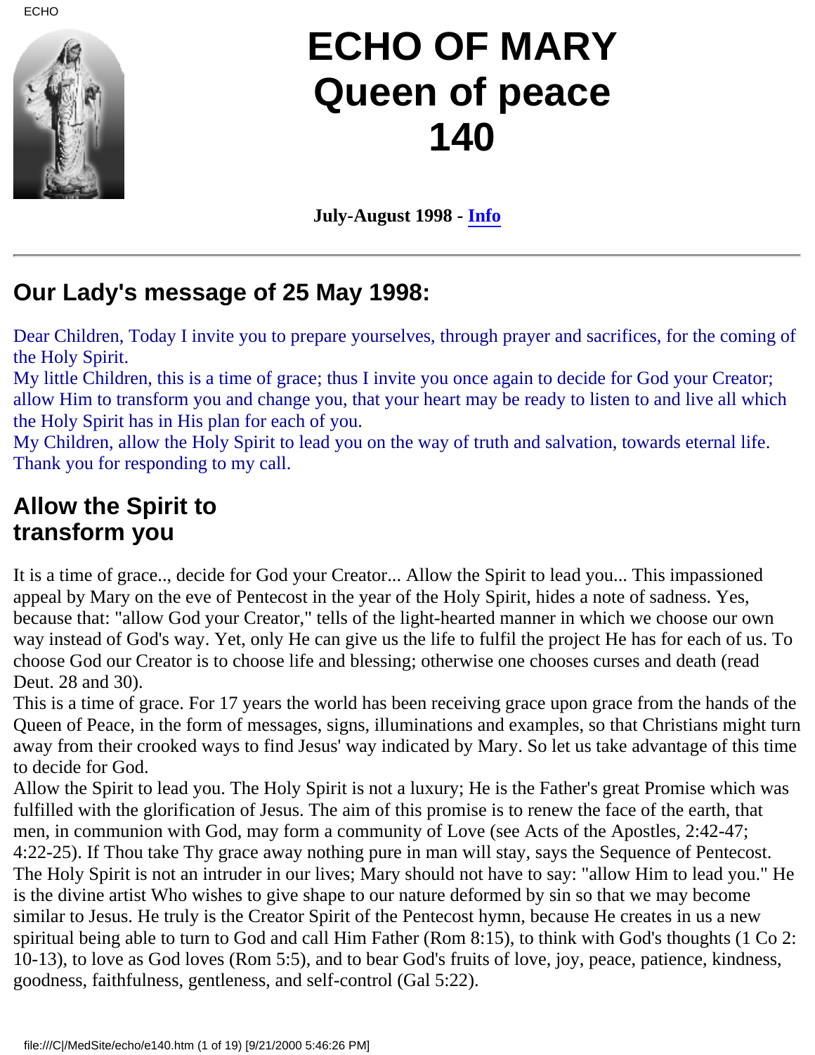# ECHO OF MARY Queen of peace 140

**July-August 1998 - Info**

---

## Our Lady's message of 25 May 1998:

Dear Children, Today I invite you to prepare yourselves, through prayer and sacrifices, for the coming of the Holy Spirit.
My little Children, this is a time of grace; thus I invite you once again to decide for God your Creator; allow Him to transform you and change you, that your heart may be ready to listen to and live all which the Holy Spirit has in His plan for each of you.
My Children, allow the Holy Spirit to lead you on the way of truth and salvation, towards eternal life.
Thank you for responding to my call.

## Allow the Spirit to transform you

It is a time of grace.., decide for God your Creator... Allow the Spirit to lead you... This impassioned appeal by Mary on the eve of Pentecost in the year of the Holy Spirit, hides a note of sadness. Yes, because that: "allow God your Creator," tells of the light-hearted manner in which we choose our own way instead of God's way. Yet, only He can give us the life to fulfil the project He has for each of us. To choose God our Creator is to choose life and blessing; otherwise one chooses curses and death (read Deut. 28 and 30).
This is a time of grace. For 17 years the world has been receiving grace upon grace from the hands of the Queen of Peace, in the form of messages, signs, illuminations and examples, so that Christians might turn away from their crooked ways to find Jesus' way indicated by Mary. So let us take advantage of this time to decide for God.
Allow the Spirit to lead you. The Holy Spirit is not a luxury; He is the Father's great Promise which was fulfilled with the glorification of Jesus. The aim of this promise is to renew the face of the earth, that men, in communion with God, may form a community of Love (see Acts of the Apostles, 2:42-47; 4:22-25). If Thou take Thy grace away nothing pure in man will stay, says the Sequence of Pentecost.
The Holy Spirit is not an intruder in our lives; Mary should not have to say: "allow Him to lead you." He is the divine artist Who wishes to give shape to our nature deformed by sin so that we may become similar to Jesus. He truly is the Creator Spirit of the Pentecost hymn, because He creates in us a new spiritual being able to turn to God and call Him Father (Rom 8:15), to think with God's thoughts (1 Co 2: 10-13), to love as God loves (Rom 5:5), and to bear God's fruits of love, joy, peace, patience, kindness, goodness, faithfulness, gentleness, and self-control (Gal 5:22).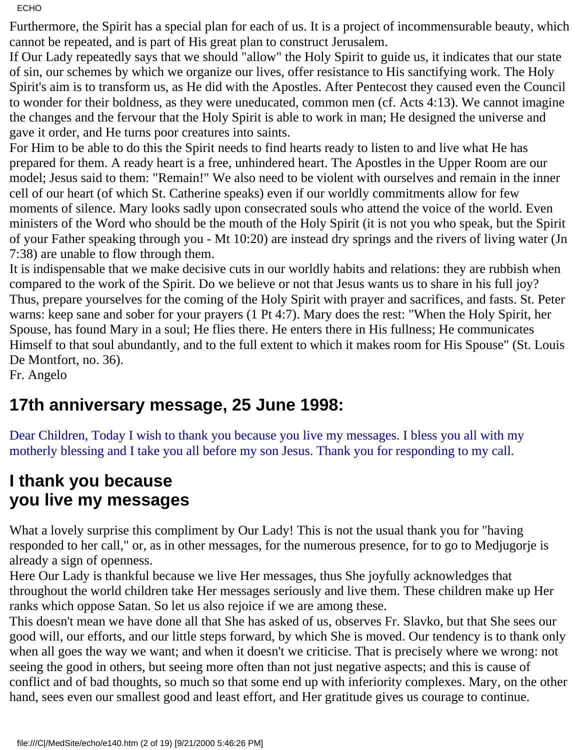Furthermore, the Spirit has a special plan for each of us. It is a project of incommensurable beauty, which cannot be repeated, and is part of His great plan to construct Jerusalem.

If Our Lady repeatedly says that we should "allow" the Holy Spirit to guide us, it indicates that our state of sin, our schemes by which we organize our lives, offer resistance to His sanctifying work. The Holy Spirit's aim is to transform us, as He did with the Apostles. After Pentecost they caused even the Council to wonder for their boldness, as they were uneducated, common men (cf. Acts 4:13). We cannot imagine the changes and the fervour that the Holy Spirit is able to work in man; He designed the universe and gave it order, and He turns poor creatures into saints.

For Him to be able to do this the Spirit needs to find hearts ready to listen to and live what He has prepared for them. A ready heart is a free, unhindered heart. The Apostles in the Upper Room are our model; Jesus said to them: "Remain!" We also need to be violent with ourselves and remain in the inner cell of our heart (of which St. Catherine speaks) even if our worldly commitments allow for few moments of silence. Mary looks sadly upon consecrated souls who attend the voice of the world. Even ministers of the Word who should be the mouth of the Holy Spirit (it is not you who speak, but the Spirit of your Father speaking through you - Mt 10:20) are instead dry springs and the rivers of living water (Jn 7:38) are unable to flow through them.

It is indispensable that we make decisive cuts in our worldly habits and relations: they are rubbish when compared to the work of the Spirit. Do we believe or not that Jesus wants us to share in his full joy? Thus, prepare yourselves for the coming of the Holy Spirit with prayer and sacrifices, and fasts. St. Peter warns: keep sane and sober for your prayers (1 Pt 4:7). Mary does the rest: "When the Holy Spirit, her Spouse, has found Mary in a soul; He flies there. He enters there in His fullness; He communicates Himself to that soul abundantly, and to the full extent to which it makes room for His Spouse" (St. Louis De Montfort, no. 36).

Fr. Angelo

## 17th anniversary message, 25 June 1998:

Dear Children, Today I wish to thank you because you live my messages. I bless you all with my motherly blessing and I take you all before my son Jesus. Thank you for responding to my call.

## I thank you because you live my messages

What a lovely surprise this compliment by Our Lady! This is not the usual thank you for "having responded to her call," or, as in other messages, for the numerous presence, for to go to Medjugorje is already a sign of openness.

Here Our Lady is thankful because we live Her messages, thus She joyfully acknowledges that throughout the world children take Her messages seriously and live them. These children make up Her ranks which oppose Satan. So let us also rejoice if we are among these.

This doesn't mean we have done all that She has asked of us, observes Fr. Slavko, but that She sees our good will, our efforts, and our little steps forward, by which She is moved. Our tendency is to thank only when all goes the way we want; and when it doesn't we criticise. That is precisely where we wrong: not seeing the good in others, but seeing more often than not just negative aspects; and this is cause of conflict and of bad thoughts, so much so that some end up with inferiority complexes. Mary, on the other hand, sees even our smallest good and least effort, and Her gratitude gives us courage to continue.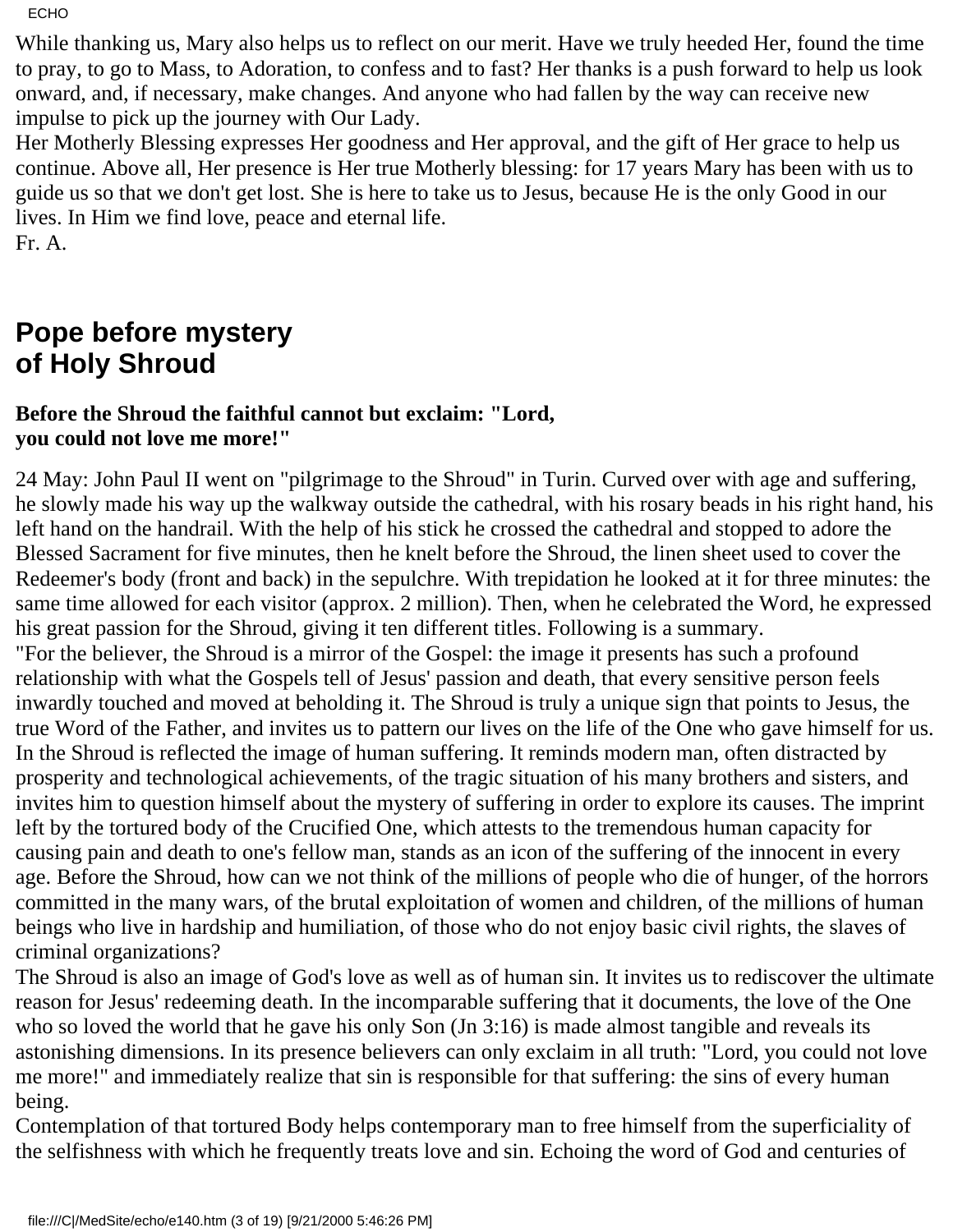While thanking us, Mary also helps us to reflect on our merit. Have we truly heeded Her, found the time to pray, to go to Mass, to Adoration, to confess and to fast? Her thanks is a push forward to help us look onward, and, if necessary, make changes. And anyone who had fallen by the way can receive new impulse to pick up the journey with Our Lady.

Her Motherly Blessing expresses Her goodness and Her approval, and the gift of Her grace to help us continue. Above all, Her presence is Her true Motherly blessing: for 17 years Mary has been with us to guide us so that we don't get lost. She is here to take us to Jesus, because He is the only Good in our lives. In Him we find love, peace and eternal life.

Fr. A.

## Pope before mystery of Holy Shroud

**Before the Shroud the faithful cannot but exclaim: "Lord, you could not love me more!"**

24 May: John Paul II went on "pilgrimage to the Shroud" in Turin. Curved over with age and suffering, he slowly made his way up the walkway outside the cathedral, with his rosary beads in his right hand, his left hand on the handrail. With the help of his stick he crossed the cathedral and stopped to adore the Blessed Sacrament for five minutes, then he knelt before the Shroud, the linen sheet used to cover the Redeemer's body (front and back) in the sepulchre. With trepidation he looked at it for three minutes: the same time allowed for each visitor (approx. 2 million). Then, when he celebrated the Word, he expressed his great passion for the Shroud, giving it ten different titles. Following is a summary.

"For the believer, the Shroud is a mirror of the Gospel: the image it presents has such a profound relationship with what the Gospels tell of Jesus' passion and death, that every sensitive person feels inwardly touched and moved at beholding it. The Shroud is truly a unique sign that points to Jesus, the true Word of the Father, and invites us to pattern our lives on the life of the One who gave himself for us.

In the Shroud is reflected the image of human suffering. It reminds modern man, often distracted by prosperity and technological achievements, of the tragic situation of his many brothers and sisters, and invites him to question himself about the mystery of suffering in order to explore its causes. The imprint left by the tortured body of the Crucified One, which attests to the tremendous human capacity for causing pain and death to one's fellow man, stands as an icon of the suffering of the innocent in every age. Before the Shroud, how can we not think of the millions of people who die of hunger, of the horrors committed in the many wars, of the brutal exploitation of women and children, of the millions of human beings who live in hardship and humiliation, of those who do not enjoy basic civil rights, the slaves of criminal organizations?

The Shroud is also an image of God's love as well as of human sin. It invites us to rediscover the ultimate reason for Jesus' redeeming death. In the incomparable suffering that it documents, the love of the One who so loved the world that he gave his only Son (Jn 3:16) is made almost tangible and reveals its astonishing dimensions. In its presence believers can only exclaim in all truth: "Lord, you could not love me more!" and immediately realize that sin is responsible for that suffering: the sins of every human being.

Contemplation of that tortured Body helps contemporary man to free himself from the superficiality of the selfishness with which he frequently treats love and sin. Echoing the word of God and centuries of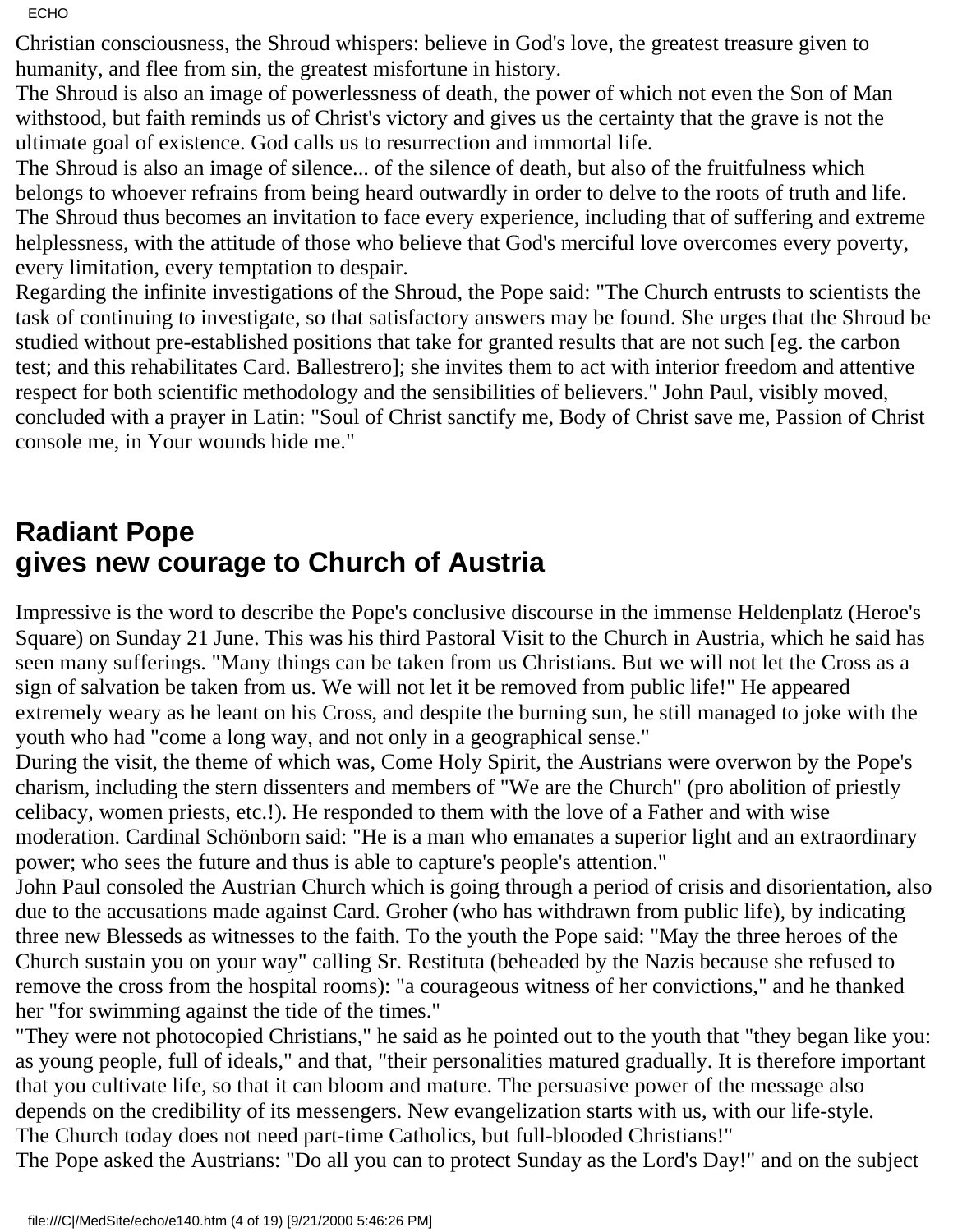Christian consciousness, the Shroud whispers: believe in God's love, the greatest treasure given to humanity, and flee from sin, the greatest misfortune in history.

The Shroud is also an image of powerlessness of death, the power of which not even the Son of Man withstood, but faith reminds us of Christ's victory and gives us the certainty that the grave is not the ultimate goal of existence. God calls us to resurrection and immortal life.

The Shroud is also an image of silence... of the silence of death, but also of the fruitfulness which belongs to whoever refrains from being heard outwardly in order to delve to the roots of truth and life. The Shroud thus becomes an invitation to face every experience, including that of suffering and extreme helplessness, with the attitude of those who believe that God's merciful love overcomes every poverty, every limitation, every temptation to despair.

Regarding the infinite investigations of the Shroud, the Pope said: "The Church entrusts to scientists the task of continuing to investigate, so that satisfactory answers may be found. She urges that the Shroud be studied without pre-established positions that take for granted results that are not such [eg. the carbon test; and this rehabilitates Card. Ballestrero]; she invites them to act with interior freedom and attentive respect for both scientific methodology and the sensibilities of believers." John Paul, visibly moved, concluded with a prayer in Latin: "Soul of Christ sanctify me, Body of Christ save me, Passion of Christ console me, in Your wounds hide me."

## Radiant Pope gives new courage to Church of Austria

Impressive is the word to describe the Pope's conclusive discourse in the immense Heldenplatz (Heroe's Square) on Sunday 21 June. This was his third Pastoral Visit to the Church in Austria, which he said has seen many sufferings. "Many things can be taken from us Christians. But we will not let the Cross as a sign of salvation be taken from us. We will not let it be removed from public life!" He appeared extremely weary as he leant on his Cross, and despite the burning sun, he still managed to joke with the youth who had "come a long way, and not only in a geographical sense."

During the visit, the theme of which was, Come Holy Spirit, the Austrians were overwon by the Pope's charism, including the stern dissenters and members of "We are the Church" (pro abolition of priestly celibacy, women priests, etc.!). He responded to them with the love of a Father and with wise moderation. Cardinal Schönborn said: "He is a man who emanates a superior light and an extraordinary power; who sees the future and thus is able to capture's people's attention."

John Paul consoled the Austrian Church which is going through a period of crisis and disorientation, also due to the accusations made against Card. Groher (who has withdrawn from public life), by indicating three new Blesseds as witnesses to the faith. To the youth the Pope said: "May the three heroes of the Church sustain you on your way" calling Sr. Restituta (beheaded by the Nazis because she refused to remove the cross from the hospital rooms): "a courageous witness of her convictions," and he thanked her "for swimming against the tide of the times."

"They were not photocopied Christians," he said as he pointed out to the youth that "they began like you: as young people, full of ideals," and that, "their personalities matured gradually. It is therefore important that you cultivate life, so that it can bloom and mature. The persuasive power of the message also depends on the credibility of its messengers. New evangelization starts with us, with our life-style. The Church today does not need part-time Catholics, but full-blooded Christians!"

The Pope asked the Austrians: "Do all you can to protect Sunday as the Lord's Day!" and on the subject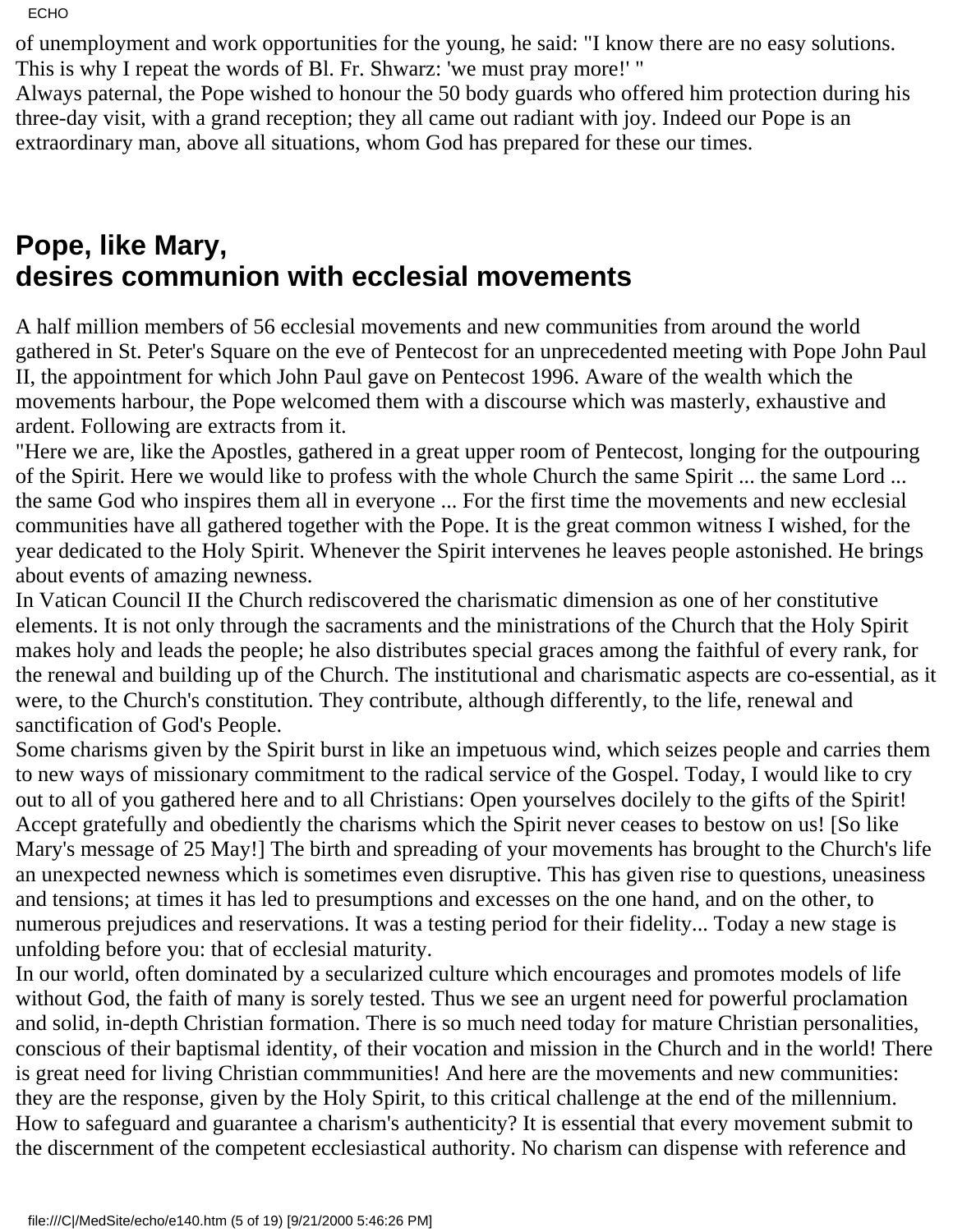of unemployment and work opportunities for the young, he said: "I know there are no easy solutions. This is why I repeat the words of Bl. Fr. Shwarz: 'we must pray more!' "
Always paternal, the Pope wished to honour the 50 body guards who offered him protection during his three-day visit, with a grand reception; they all came out radiant with joy. Indeed our Pope is an extraordinary man, above all situations, whom God has prepared for these our times.

## Pope, like Mary, desires communion with ecclesial movements

A half million members of 56 ecclesial movements and new communities from around the world gathered in St. Peter's Square on the eve of Pentecost for an unprecedented meeting with Pope John Paul II, the appointment for which John Paul gave on Pentecost 1996. Aware of the wealth which the movements harbour, the Pope welcomed them with a discourse which was masterly, exhaustive and ardent. Following are extracts from it.
"Here we are, like the Apostles, gathered in a great upper room of Pentecost, longing for the outpouring of the Spirit. Here we would like to profess with the whole Church the same Spirit ... the same Lord ... the same God who inspires them all in everyone ... For the first time the movements and new ecclesial communities have all gathered together with the Pope. It is the great common witness I wished, for the year dedicated to the Holy Spirit. Whenever the Spirit intervenes he leaves people astonished. He brings about events of amazing newness.
In Vatican Council II the Church rediscovered the charismatic dimension as one of her constitutive elements. It is not only through the sacraments and the ministrations of the Church that the Holy Spirit makes holy and leads the people; he also distributes special graces among the faithful of every rank, for the renewal and building up of the Church. The institutional and charismatic aspects are co-essential, as it were, to the Church's constitution. They contribute, although differently, to the life, renewal and sanctification of God's People.
Some charisms given by the Spirit burst in like an impetuous wind, which seizes people and carries them to new ways of missionary commitment to the radical service of the Gospel. Today, I would like to cry out to all of you gathered here and to all Christians: Open yourselves docilely to the gifts of the Spirit! Accept gratefully and obediently the charisms which the Spirit never ceases to bestow on us! [So like Mary's message of 25 May!] The birth and spreading of your movements has brought to the Church's life an unexpected newness which is sometimes even disruptive. This has given rise to questions, uneasiness and tensions; at times it has led to presumptions and excesses on the one hand, and on the other, to numerous prejudices and reservations. It was a testing period for their fidelity... Today a new stage is unfolding before you: that of ecclesial maturity.
In our world, often dominated by a secularized culture which encourages and promotes models of life without God, the faith of many is sorely tested. Thus we see an urgent need for powerful proclamation and solid, in-depth Christian formation. There is so much need today for mature Christian personalities, conscious of their baptismal identity, of their vocation and mission in the Church and in the world! There is great need for living Christian commmunities! And here are the movements and new communities: they are the response, given by the Holy Spirit, to this critical challenge at the end of the millennium.
How to safeguard and guarantee a charism's authenticity? It is essential that every movement submit to the discernment of the competent ecclesiastical authority. No charism can dispense with reference and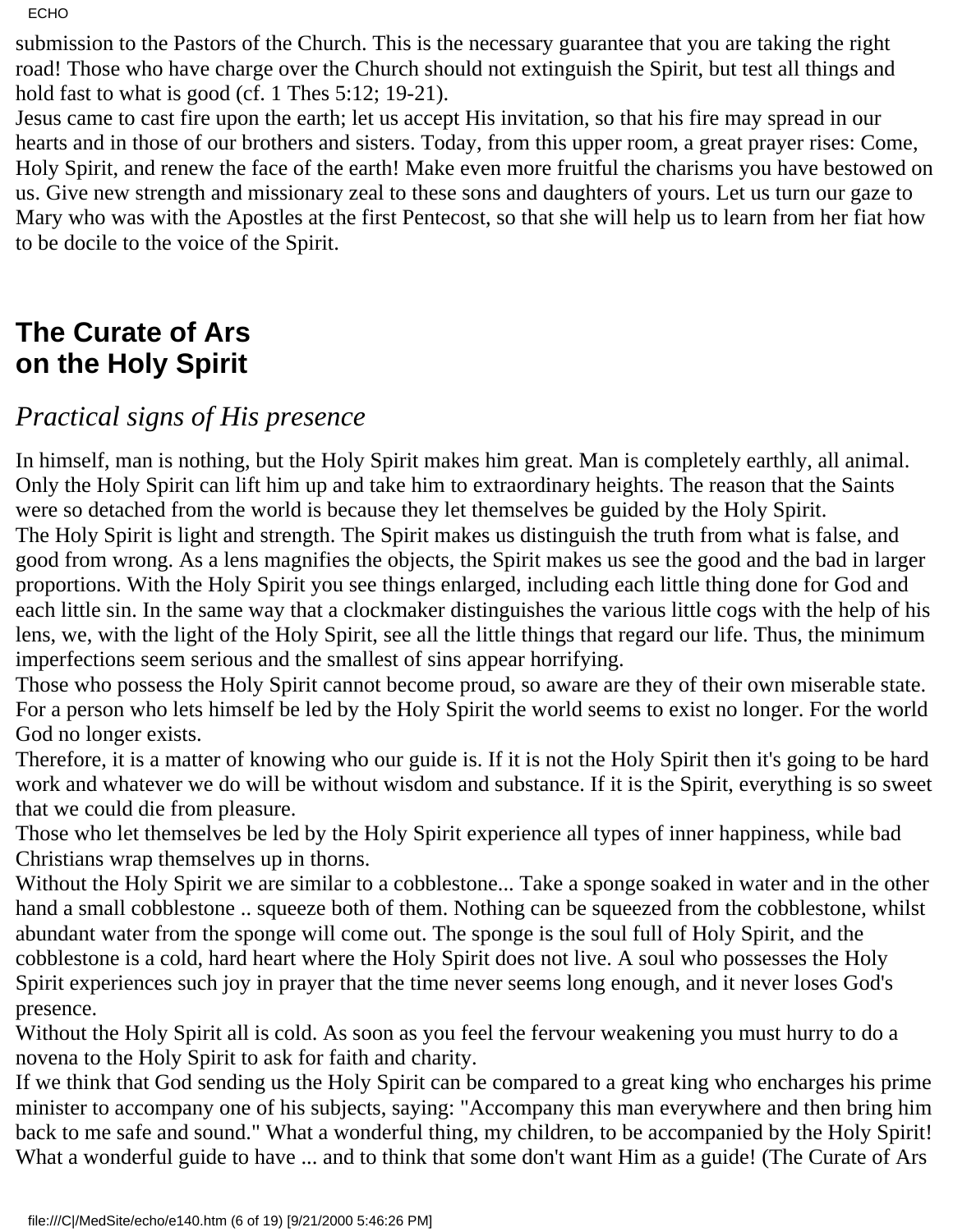submission to the Pastors of the Church. This is the necessary guarantee that you are taking the right road! Those who have charge over the Church should not extinguish the Spirit, but test all things and hold fast to what is good (cf. 1 Thes 5:12; 19-21).
Jesus came to cast fire upon the earth; let us accept His invitation, so that his fire may spread in our hearts and in those of our brothers and sisters. Today, from this upper room, a great prayer rises: Come, Holy Spirit, and renew the face of the earth! Make even more fruitful the charisms you have bestowed on us. Give new strength and missionary zeal to these sons and daughters of yours. Let us turn our gaze to Mary who was with the Apostles at the first Pentecost, so that she will help us to learn from her fiat how to be docile to the voice of the Spirit.

## The Curate of Ars on the Holy Spirit

### *Practical signs of His presence*

In himself, man is nothing, but the Holy Spirit makes him great. Man is completely earthly, all animal. Only the Holy Spirit can lift him up and take him to extraordinary heights. The reason that the Saints were so detached from the world is because they let themselves be guided by the Holy Spirit.
The Holy Spirit is light and strength. The Spirit makes us distinguish the truth from what is false, and good from wrong. As a lens magnifies the objects, the Spirit makes us see the good and the bad in larger proportions. With the Holy Spirit you see things enlarged, including each little thing done for God and each little sin. In the same way that a clockmaker distinguishes the various little cogs with the help of his lens, we, with the light of the Holy Spirit, see all the little things that regard our life. Thus, the minimum imperfections seem serious and the smallest of sins appear horrifying.
Those who possess the Holy Spirit cannot become proud, so aware are they of their own miserable state. For a person who lets himself be led by the Holy Spirit the world seems to exist no longer. For the world God no longer exists.
Therefore, it is a matter of knowing who our guide is. If it is not the Holy Spirit then it's going to be hard work and whatever we do will be without wisdom and substance. If it is the Spirit, everything is so sweet that we could die from pleasure.
Those who let themselves be led by the Holy Spirit experience all types of inner happiness, while bad Christians wrap themselves up in thorns.
Without the Holy Spirit we are similar to a cobblestone... Take a sponge soaked in water and in the other hand a small cobblestone .. squeeze both of them. Nothing can be squeezed from the cobblestone, whilst abundant water from the sponge will come out. The sponge is the soul full of Holy Spirit, and the cobblestone is a cold, hard heart where the Holy Spirit does not live. A soul who possesses the Holy Spirit experiences such joy in prayer that the time never seems long enough, and it never loses God's presence.
Without the Holy Spirit all is cold. As soon as you feel the fervour weakening you must hurry to do a novena to the Holy Spirit to ask for faith and charity.
If we think that God sending us the Holy Spirit can be compared to a great king who encharges his prime minister to accompany one of his subjects, saying: "Accompany this man everywhere and then bring him back to me safe and sound." What a wonderful thing, my children, to be accompanied by the Holy Spirit! What a wonderful guide to have ... and to think that some don't want Him as a guide! (The Curate of Ars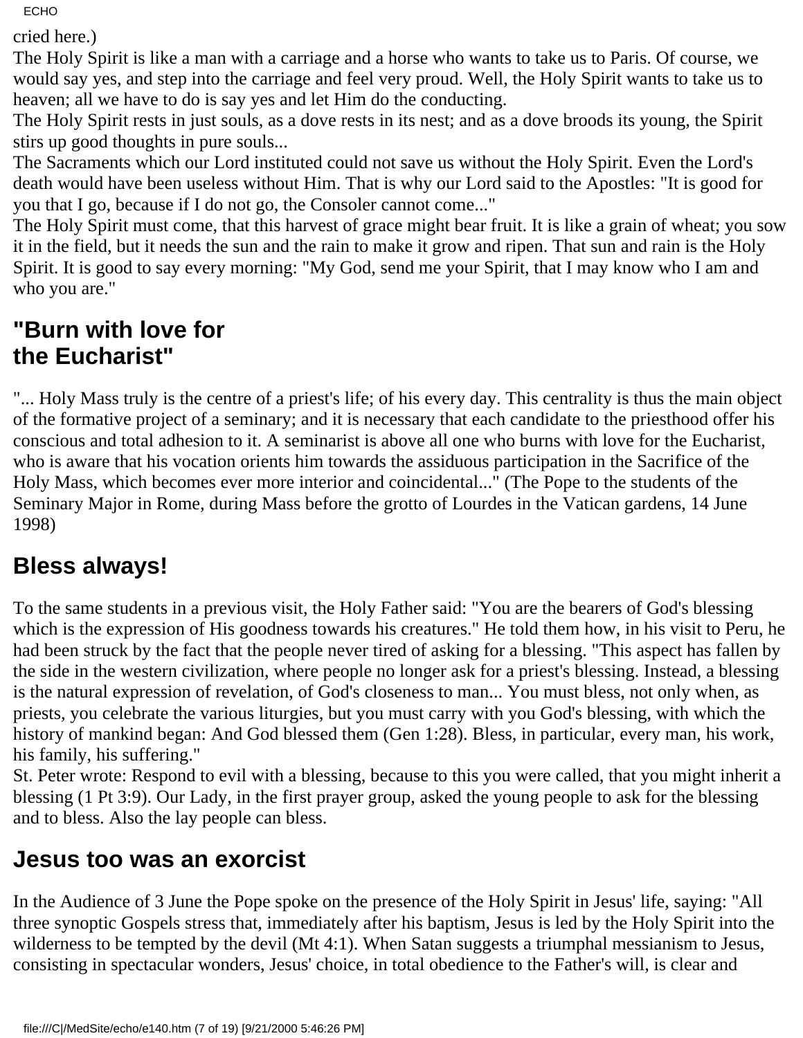cried here.)

The Holy Spirit is like a man with a carriage and a horse who wants to take us to Paris. Of course, we would say yes, and step into the carriage and feel very proud. Well, the Holy Spirit wants to take us to heaven; all we have to do is say yes and let Him do the conducting.

The Holy Spirit rests in just souls, as a dove rests in its nest; and as a dove broods its young, the Spirit stirs up good thoughts in pure souls...

The Sacraments which our Lord instituted could not save us without the Holy Spirit. Even the Lord's death would have been useless without Him. That is why our Lord said to the Apostles: "It is good for you that I go, because if I do not go, the Consoler cannot come..."

The Holy Spirit must come, that this harvest of grace might bear fruit. It is like a grain of wheat; you sow it in the field, but it needs the sun and the rain to make it grow and ripen. That sun and rain is the Holy Spirit. It is good to say every morning: "My God, send me your Spirit, that I may know who I am and who you are."

## "Burn with love for the Eucharist"

"... Holy Mass truly is the centre of a priest's life; of his every day. This centrality is thus the main object of the formative project of a seminary; and it is necessary that each candidate to the priesthood offer his conscious and total adhesion to it. A seminarist is above all one who burns with love for the Eucharist, who is aware that his vocation orients him towards the assiduous participation in the Sacrifice of the Holy Mass, which becomes ever more interior and coincidental..." (The Pope to the students of the Seminary Major in Rome, during Mass before the grotto of Lourdes in the Vatican gardens, 14 June 1998)

## Bless always!

To the same students in a previous visit, the Holy Father said: "You are the bearers of God's blessing which is the expression of His goodness towards his creatures." He told them how, in his visit to Peru, he had been struck by the fact that the people never tired of asking for a blessing. "This aspect has fallen by the side in the western civilization, where people no longer ask for a priest's blessing. Instead, a blessing is the natural expression of revelation, of God's closeness to man... You must bless, not only when, as priests, you celebrate the various liturgies, but you must carry with you God's blessing, with which the history of mankind began: And God blessed them (Gen 1:28). Bless, in particular, every man, his work, his family, his suffering."

St. Peter wrote: Respond to evil with a blessing, because to this you were called, that you might inherit a blessing (1 Pt 3:9). Our Lady, in the first prayer group, asked the young people to ask for the blessing and to bless. Also the lay people can bless.

## Jesus too was an exorcist

In the Audience of 3 June the Pope spoke on the presence of the Holy Spirit in Jesus' life, saying: "All three synoptic Gospels stress that, immediately after his baptism, Jesus is led by the Holy Spirit into the wilderness to be tempted by the devil (Mt 4:1). When Satan suggests a triumphal messianism to Jesus, consisting in spectacular wonders, Jesus' choice, in total obedience to the Father's will, is clear and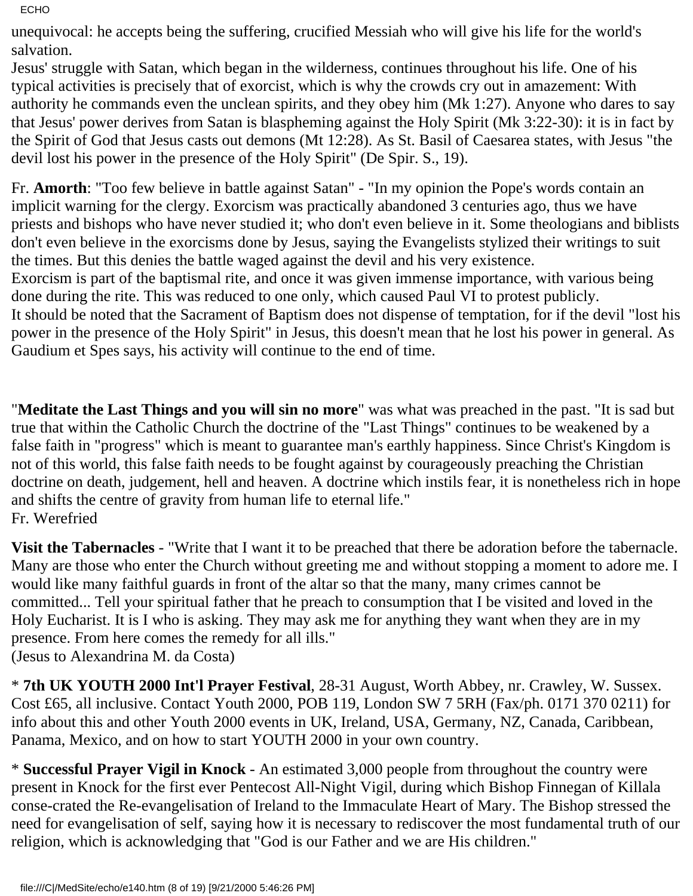unequivocal: he accepts being the suffering, crucified Messiah who will give his life for the world's salvation.
Jesus' struggle with Satan, which began in the wilderness, continues throughout his life. One of his typical activities is precisely that of exorcist, which is why the crowds cry out in amazement: With authority he commands even the unclean spirits, and they obey him (Mk 1:27). Anyone who dares to say that Jesus' power derives from Satan is blaspheming against the Holy Spirit (Mk 3:22-30): it is in fact by the Spirit of God that Jesus casts out demons (Mt 12:28). As St. Basil of Caesarea states, with Jesus "the devil lost his power in the presence of the Holy Spirit" (De Spir. S., 19).

Fr. **Amorth**: "Too few believe in battle against Satan" - "In my opinion the Pope's words contain an implicit warning for the clergy. Exorcism was practically abandoned 3 centuries ago, thus we have priests and bishops who have never studied it; who don't even believe in it. Some theologians and biblists don't even believe in the exorcisms done by Jesus, saying the Evangelists stylized their writings to suit the times. But this denies the battle waged against the devil and his very existence.
Exorcism is part of the baptismal rite, and once it was given immense importance, with various being done during the rite. This was reduced to one only, which caused Paul VI to protest publicly.
It should be noted that the Sacrament of Baptism does not dispense of temptation, for if the devil "lost his power in the presence of the Holy Spirit" in Jesus, this doesn't mean that he lost his power in general. As Gaudium et Spes says, his activity will continue to the end of time.

"**Meditate the Last Things and you will sin no more**" was what was preached in the past. "It is sad but true that within the Catholic Church the doctrine of the "Last Things" continues to be weakened by a false faith in "progress" which is meant to guarantee man's earthly happiness. Since Christ's Kingdom is not of this world, this false faith needs to be fought against by courageously preaching the Christian doctrine on death, judgement, hell and heaven. A doctrine which instils fear, it is nonetheless rich in hope and shifts the centre of gravity from human life to eternal life."
Fr. Werefried

**Visit the Tabernacles** - "Write that I want it to be preached that there be adoration before the tabernacle. Many are those who enter the Church without greeting me and without stopping a moment to adore me. I would like many faithful guards in front of the altar so that the many, many crimes cannot be committed... Tell your spiritual father that he preach to consumption that I be visited and loved in the Holy Eucharist. It is I who is asking. They may ask me for anything they want when they are in my presence. From here comes the remedy for all ills."
(Jesus to Alexandrina M. da Costa)

* **7th UK YOUTH 2000 Int'l Prayer Festival**, 28-31 August, Worth Abbey, nr. Crawley, W. Sussex. Cost £65, all inclusive. Contact Youth 2000, POB 119, London SW 7 5RH (Fax/ph. 0171 370 0211) for info about this and other Youth 2000 events in UK, Ireland, USA, Germany, NZ, Canada, Caribbean, Panama, Mexico, and on how to start YOUTH 2000 in your own country.

* **Successful Prayer Vigil in Knock** - An estimated 3,000 people from throughout the country were present in Knock for the first ever Pentecost All-Night Vigil, during which Bishop Finnegan of Killala conse-crated the Re-evangelisation of Ireland to the Immaculate Heart of Mary. The Bishop stressed the need for evangelisation of self, saying how it is necessary to rediscover the most fundamental truth of our religion, which is acknowledging that "God is our Father and we are His children."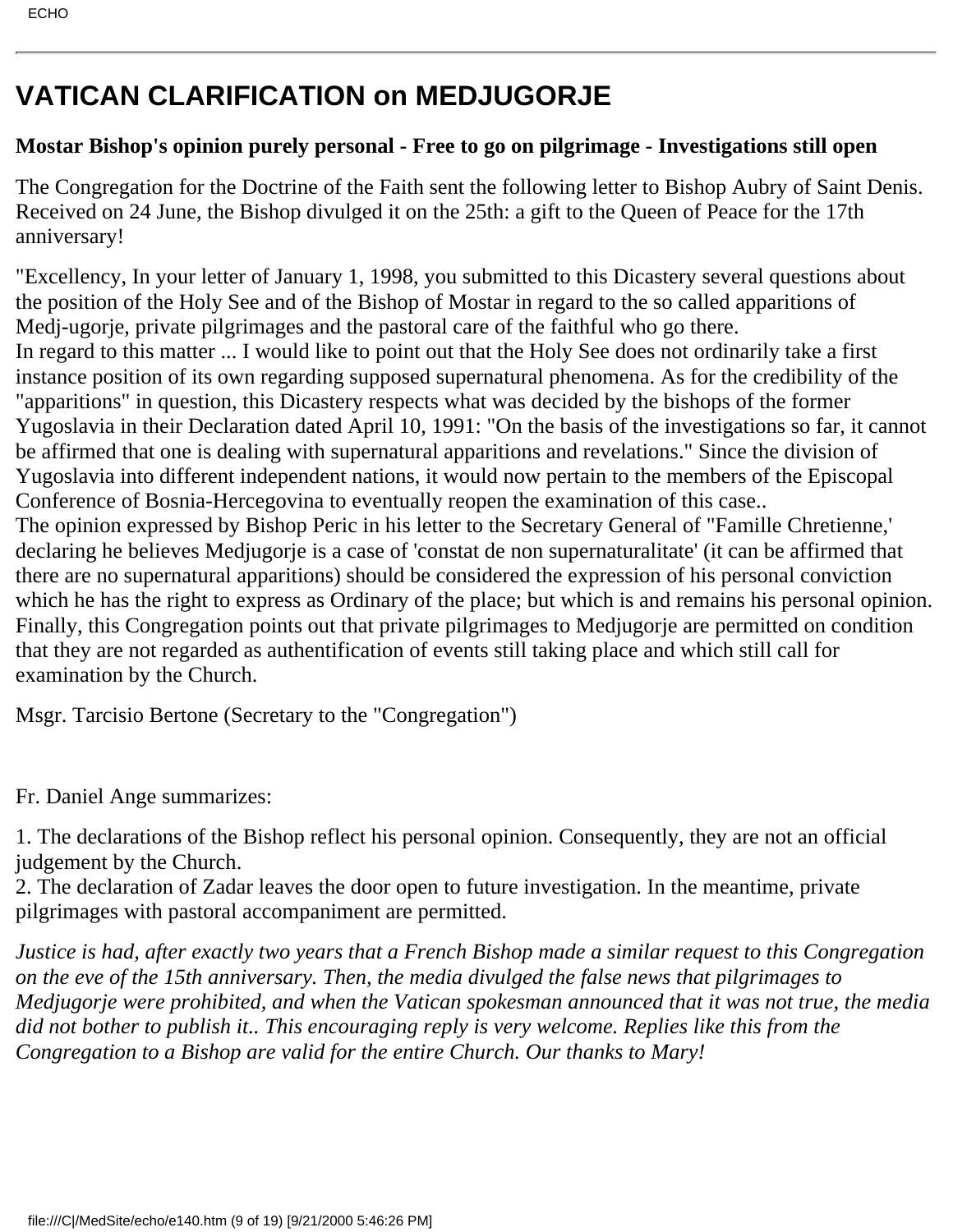# VATICAN CLARIFICATION on MEDJUGORJE

**Mostar Bishop's opinion purely personal - Free to go on pilgrimage - Investigations still open**

The Congregation for the Doctrine of the Faith sent the following letter to Bishop Aubry of Saint Denis. Received on 24 June, the Bishop divulged it on the 25th: a gift to the Queen of Peace for the 17th anniversary!

"Excellency, In your letter of January 1, 1998, you submitted to this Dicastery several questions about the position of the Holy See and of the Bishop of Mostar in regard to the so called apparitions of Medj-ugorje, private pilgrimages and the pastoral care of the faithful who go there.
In regard to this matter ... I would like to point out that the Holy See does not ordinarily take a first instance position of its own regarding supposed supernatural phenomena. As for the credibility of the "apparitions" in question, this Dicastery respects what was decided by the bishops of the former Yugoslavia in their Declaration dated April 10, 1991: "On the basis of the investigations so far, it cannot be affirmed that one is dealing with supernatural apparitions and revelations." Since the division of Yugoslavia into different independent nations, it would now pertain to the members of the Episcopal Conference of Bosnia-Hercegovina to eventually reopen the examination of this case..
The opinion expressed by Bishop Peric in his letter to the Secretary General of "Famille Chretienne,' declaring he believes Medjugorje is a case of 'constat de non supernaturalitate' (it can be affirmed that there are no supernatural apparitions) should be considered the expression of his personal conviction which he has the right to express as Ordinary of the place; but which is and remains his personal opinion.
Finally, this Congregation points out that private pilgrimages to Medjugorje are permitted on condition that they are not regarded as authentification of events still taking place and which still call for examination by the Church.

Msgr. Tarcisio Bertone (Secretary to the "Congregation")

Fr. Daniel Ange summarizes:

1. The declarations of the Bishop reflect his personal opinion. Consequently, they are not an official judgement by the Church.
2. The declaration of Zadar leaves the door open to future investigation. In the meantime, private pilgrimages with pastoral accompaniment are permitted.

*Justice is had, after exactly two years that a French Bishop made a similar request to this Congregation on the eve of the 15th anniversary. Then, the media divulged the false news that pilgrimages to Medjugorje were prohibited, and when the Vatican spokesman announced that it was not true, the media did not bother to publish it.. This encouraging reply is very welcome. Replies like this from the Congregation to a Bishop are valid for the entire Church. Our thanks to Mary!*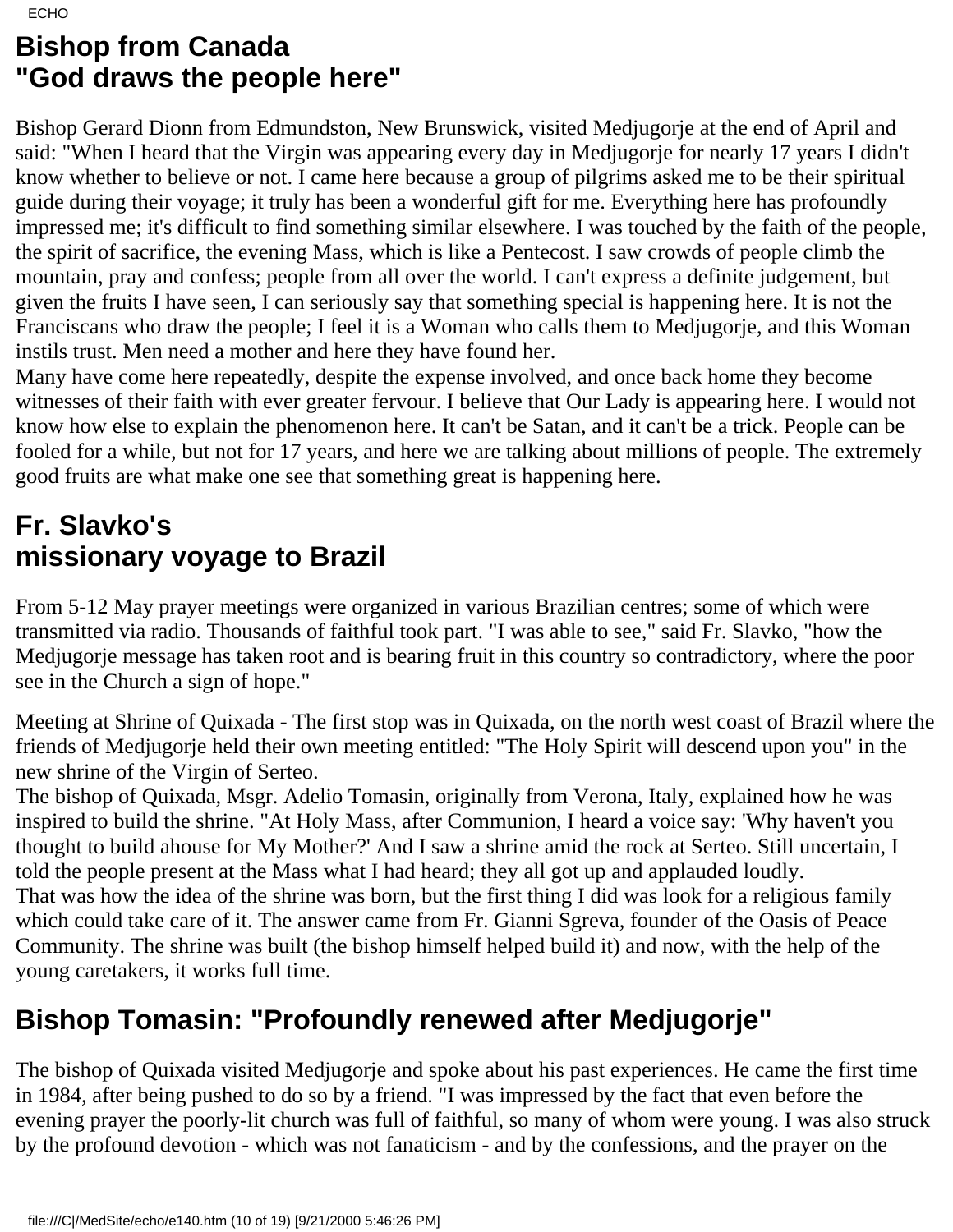## Bishop from Canada "God draws the people here"

Bishop Gerard Dionn from Edmundston, New Brunswick, visited Medjugorje at the end of April and said: "When I heard that the Virgin was appearing every day in Medjugorje for nearly 17 years I didn't know whether to believe or not. I came here because a group of pilgrims asked me to be their spiritual guide during their voyage; it truly has been a wonderful gift for me. Everything here has profoundly impressed me; it's difficult to find something similar elsewhere. I was touched by the faith of the people, the spirit of sacrifice, the evening Mass, which is like a Pentecost. I saw crowds of people climb the mountain, pray and confess; people from all over the world. I can't express a definite judgement, but given the fruits I have seen, I can seriously say that something special is happening here. It is not the Franciscans who draw the people; I feel it is a Woman who calls them to Medjugorje, and this Woman instils trust. Men need a mother and here they have found her.

Many have come here repeatedly, despite the expense involved, and once back home they become witnesses of their faith with ever greater fervour. I believe that Our Lady is appearing here. I would not know how else to explain the phenomenon here. It can't be Satan, and it can't be a trick. People can be fooled for a while, but not for 17 years, and here we are talking about millions of people. The extremely good fruits are what make one see that something great is happening here.

## Fr. Slavko's missionary voyage to Brazil

From 5-12 May prayer meetings were organized in various Brazilian centres; some of which were transmitted via radio. Thousands of faithful took part. "I was able to see," said Fr. Slavko, "how the Medjugorje message has taken root and is bearing fruit in this country so contradictory, where the poor see in the Church a sign of hope."

Meeting at Shrine of Quixada - The first stop was in Quixada, on the north west coast of Brazil where the friends of Medjugorje held their own meeting entitled: "The Holy Spirit will descend upon you" in the new shrine of the Virgin of Serteo.

The bishop of Quixada, Msgr. Adelio Tomasin, originally from Verona, Italy, explained how he was inspired to build the shrine. "At Holy Mass, after Communion, I heard a voice say: 'Why haven't you thought to build ahouse for My Mother?' And I saw a shrine amid the rock at Serteo. Still uncertain, I told the people present at the Mass what I had heard; they all got up and applauded loudly.

That was how the idea of the shrine was born, but the first thing I did was look for a religious family which could take care of it. The answer came from Fr. Gianni Sgreva, founder of the Oasis of Peace Community. The shrine was built (the bishop himself helped build it) and now, with the help of the young caretakers, it works full time.

## Bishop Tomasin: "Profoundly renewed after Medjugorje"

The bishop of Quixada visited Medjugorje and spoke about his past experiences. He came the first time in 1984, after being pushed to do so by a friend. "I was impressed by the fact that even before the evening prayer the poorly-lit church was full of faithful, so many of whom were young. I was also struck by the profound devotion - which was not fanaticism - and by the confessions, and the prayer on the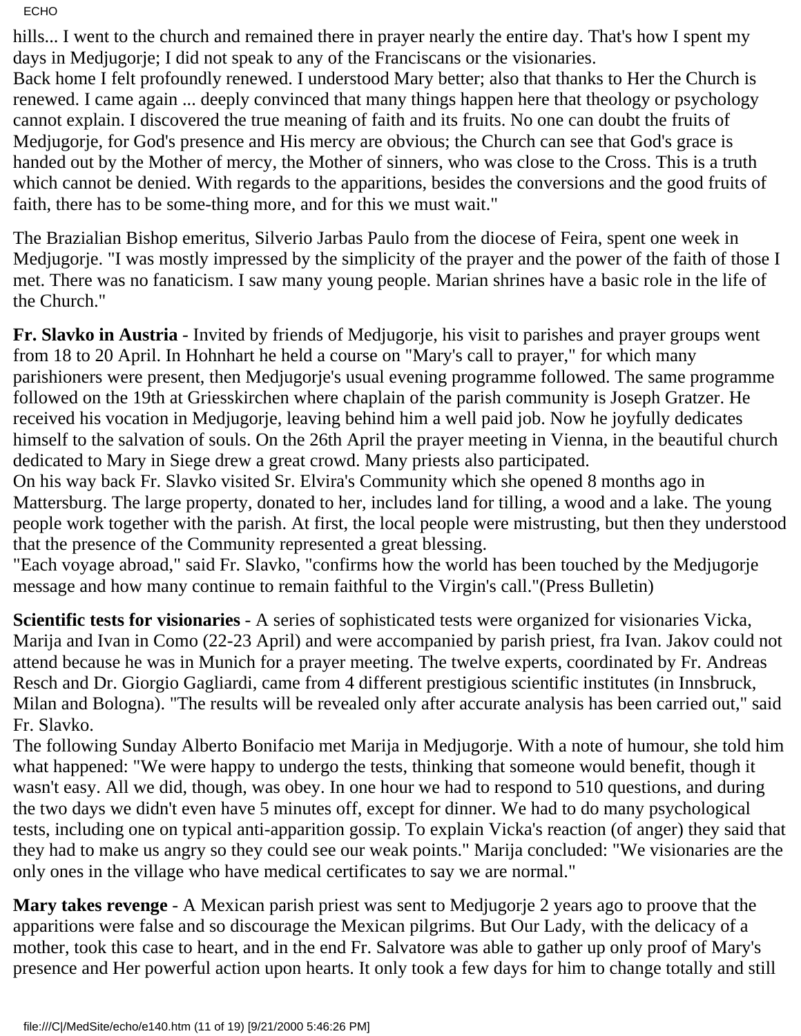hills... I went to the church and remained there in prayer nearly the entire day. That's how I spent my days in Medjugorje; I did not speak to any of the Franciscans or the visionaries.
Back home I felt profoundly renewed. I understood Mary better; also that thanks to Her the Church is renewed. I came again ... deeply convinced that many things happen here that theology or psychology cannot explain. I discovered the true meaning of faith and its fruits. No one can doubt the fruits of Medjugorje, for God's presence and His mercy are obvious; the Church can see that God's grace is handed out by the Mother of mercy, the Mother of sinners, who was close to the Cross. This is a truth which cannot be denied. With regards to the apparitions, besides the conversions and the good fruits of faith, there has to be some-thing more, and for this we must wait."

The Brazialian Bishop emeritus, Silverio Jarbas Paulo from the diocese of Feira, spent one week in Medjugorje. "I was mostly impressed by the simplicity of the prayer and the power of the faith of those I met. There was no fanaticism. I saw many young people. Marian shrines have a basic role in the life of the Church."

**Fr. Slavko in Austria** - Invited by friends of Medjugorje, his visit to parishes and prayer groups went from 18 to 20 April. In Hohnhart he held a course on "Mary's call to prayer," for which many parishioners were present, then Medjugorje's usual evening programme followed. The same programme followed on the 19th at Griesskirchen where chaplain of the parish community is Joseph Gratzer. He received his vocation in Medjugorje, leaving behind him a well paid job. Now he joyfully dedicates himself to the salvation of souls. On the 26th April the prayer meeting in Vienna, in the beautiful church dedicated to Mary in Siege drew a great crowd. Many priests also participated.
On his way back Fr. Slavko visited Sr. Elvira's Community which she opened 8 months ago in Mattersburg. The large property, donated to her, includes land for tilling, a wood and a lake. The young people work together with the parish. At first, the local people were mistrusting, but then they understood that the presence of the Community represented a great blessing.
"Each voyage abroad," said Fr. Slavko, "confirms how the world has been touched by the Medjugorje message and how many continue to remain faithful to the Virgin's call."(Press Bulletin)

**Scientific tests for visionaries** - A series of sophisticated tests were organized for visionaries Vicka, Marija and Ivan in Como (22-23 April) and were accompanied by parish priest, fra Ivan. Jakov could not attend because he was in Munich for a prayer meeting. The twelve experts, coordinated by Fr. Andreas Resch and Dr. Giorgio Gagliardi, came from 4 different prestigious scientific institutes (in Innsbruck, Milan and Bologna). "The results will be revealed only after accurate analysis has been carried out," said Fr. Slavko.
The following Sunday Alberto Bonifacio met Marija in Medjugorje. With a note of humour, she told him what happened: "We were happy to undergo the tests, thinking that someone would benefit, though it wasn't easy. All we did, though, was obey. In one hour we had to respond to 510 questions, and during the two days we didn't even have 5 minutes off, except for dinner. We had to do many psychological tests, including one on typical anti-apparition gossip. To explain Vicka's reaction (of anger) they said that they had to make us angry so they could see our weak points." Marija concluded: "We visionaries are the only ones in the village who have medical certificates to say we are normal."

**Mary takes revenge** - A Mexican parish priest was sent to Medjugorje 2 years ago to proove that the apparitions were false and so discourage the Mexican pilgrims. But Our Lady, with the delicacy of a mother, took this case to heart, and in the end Fr. Salvatore was able to gather up only proof of Mary's presence and Her powerful action upon hearts. It only took a few days for him to change totally and still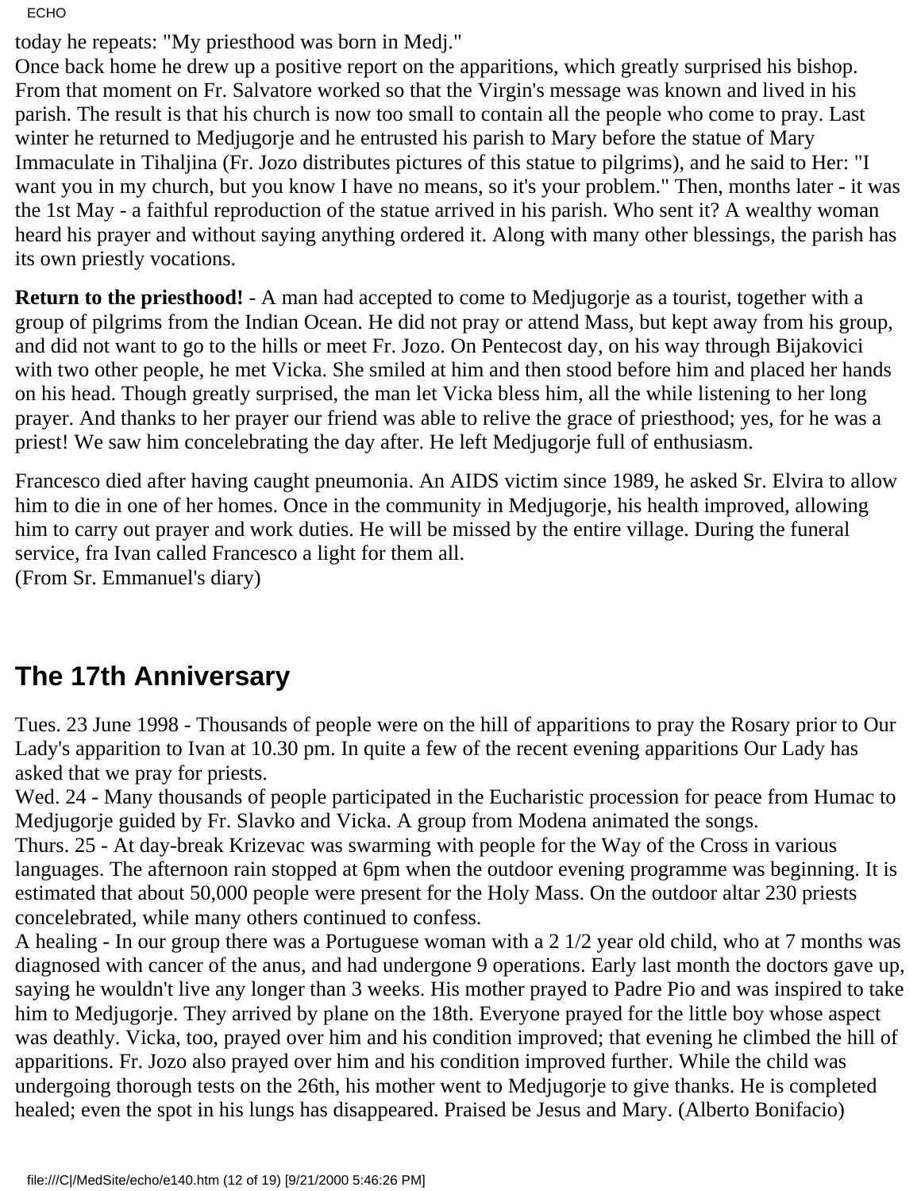today he repeats: "My priesthood was born in Medj."
Once back home he drew up a positive report on the apparitions, which greatly surprised his bishop. From that moment on Fr. Salvatore worked so that the Virgin's message was known and lived in his parish. The result is that his church is now too small to contain all the people who come to pray. Last winter he returned to Medjugorje and he entrusted his parish to Mary before the statue of Mary Immaculate in Tihaljina (Fr. Jozo distributes pictures of this statue to pilgrims), and he said to Her: "I want you in my church, but you know I have no means, so it's your problem." Then, months later - it was the 1st May - a faithful reproduction of the statue arrived in his parish. Who sent it? A wealthy woman heard his prayer and without saying anything ordered it. Along with many other blessings, the parish has its own priestly vocations.

**Return to the priesthood!** - A man had accepted to come to Medjugorje as a tourist, together with a group of pilgrims from the Indian Ocean. He did not pray or attend Mass, but kept away from his group, and did not want to go to the hills or meet Fr. Jozo. On Pentecost day, on his way through Bijakovici with two other people, he met Vicka. She smiled at him and then stood before him and placed her hands on his head. Though greatly surprised, the man let Vicka bless him, all the while listening to her long prayer. And thanks to her prayer our friend was able to relive the grace of priesthood; yes, for he was a priest! We saw him concelebrating the day after. He left Medjugorje full of enthusiasm.

Francesco died after having caught pneumonia. An AIDS victim since 1989, he asked Sr. Elvira to allow him to die in one of her homes. Once in the community in Medjugorje, his health improved, allowing him to carry out prayer and work duties. He will be missed by the entire village. During the funeral service, fra Ivan called Francesco a light for them all.
(From Sr. Emmanuel's diary)

## The 17th Anniversary

Tues. 23 June 1998 - Thousands of people were on the hill of apparitions to pray the Rosary prior to Our Lady's apparition to Ivan at 10.30 pm. In quite a few of the recent evening apparitions Our Lady has asked that we pray for priests.
Wed. 24 - Many thousands of people participated in the Eucharistic procession for peace from Humac to Medjugorje guided by Fr. Slavko and Vicka. A group from Modena animated the songs.
Thurs. 25 - At day-break Krizevac was swarming with people for the Way of the Cross in various languages. The afternoon rain stopped at 6pm when the outdoor evening programme was beginning. It is estimated that about 50,000 people were present for the Holy Mass. On the outdoor altar 230 priests concelebrated, while many others continued to confess.
A healing - In our group there was a Portuguese woman with a 2 1/2 year old child, who at 7 months was diagnosed with cancer of the anus, and had undergone 9 operations. Early last month the doctors gave up, saying he wouldn't live any longer than 3 weeks. His mother prayed to Padre Pio and was inspired to take him to Medjugorje. They arrived by plane on the 18th. Everyone prayed for the little boy whose aspect was deathly. Vicka, too, prayed over him and his condition improved; that evening he climbed the hill of apparitions. Fr. Jozo also prayed over him and his condition improved further. While the child was undergoing thorough tests on the 26th, his mother went to Medjugorje to give thanks. He is completed healed; even the spot in his lungs has disappeared. Praised be Jesus and Mary. (Alberto Bonifacio)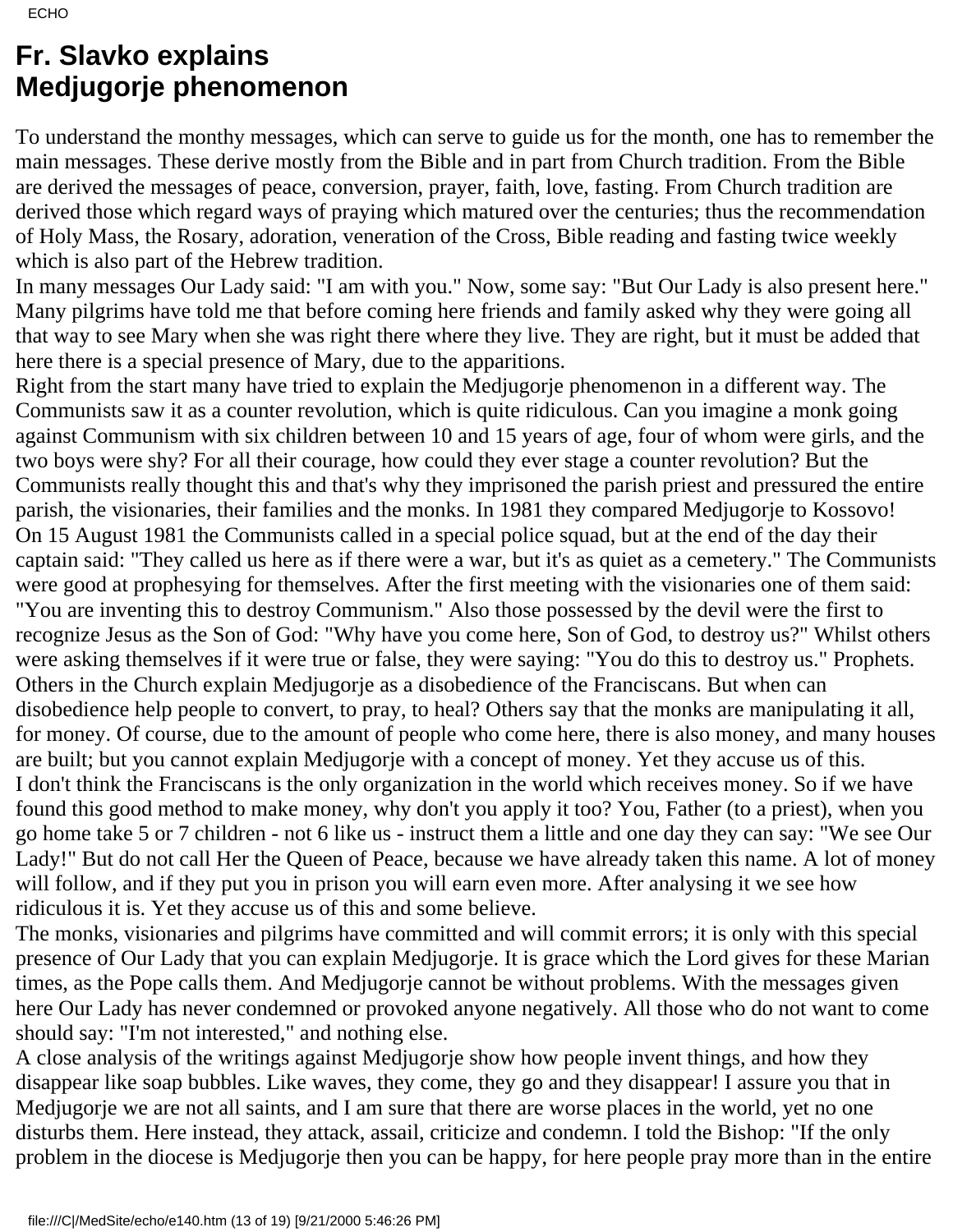# Fr. Slavko explains Medjugorje phenomenon

To understand the monthy messages, which can serve to guide us for the month, one has to remember the main messages. These derive mostly from the Bible and in part from Church tradition. From the Bible are derived the messages of peace, conversion, prayer, faith, love, fasting. From Church tradition are derived those which regard ways of praying which matured over the centuries; thus the recommendation of Holy Mass, the Rosary, adoration, veneration of the Cross, Bible reading and fasting twice weekly which is also part of the Hebrew tradition.

In many messages Our Lady said: "I am with you." Now, some say: "But Our Lady is also present here." Many pilgrims have told me that before coming here friends and family asked why they were going all that way to see Mary when she was right there where they live. They are right, but it must be added that here there is a special presence of Mary, due to the apparitions.

Right from the start many have tried to explain the Medjugorje phenomenon in a different way. The Communists saw it as a counter revolution, which is quite ridiculous. Can you imagine a monk going against Communism with six children between 10 and 15 years of age, four of whom were girls, and the two boys were shy? For all their courage, how could they ever stage a counter revolution? But the Communists really thought this and that's why they imprisoned the parish priest and pressured the entire parish, the visionaries, their families and the monks. In 1981 they compared Medjugorje to Kossovo!

On 15 August 1981 the Communists called in a special police squad, but at the end of the day their captain said: "They called us here as if there were a war, but it's as quiet as a cemetery." The Communists were good at prophesying for themselves. After the first meeting with the visionaries one of them said: "You are inventing this to destroy Communism." Also those possessed by the devil were the first to recognize Jesus as the Son of God: "Why have you come here, Son of God, to destroy us?" Whilst others were asking themselves if it were true or false, they were saying: "You do this to destroy us." Prophets.

Others in the Church explain Medjugorje as a disobedience of the Franciscans. But when can disobedience help people to convert, to pray, to heal? Others say that the monks are manipulating it all, for money. Of course, due to the amount of people who come here, there is also money, and many houses are built; but you cannot explain Medjugorje with a concept of money. Yet they accuse us of this.

I don't think the Franciscans is the only organization in the world which receives money. So if we have found this good method to make money, why don't you apply it too? You, Father (to a priest), when you go home take 5 or 7 children - not 6 like us - instruct them a little and one day they can say: "We see Our Lady!" But do not call Her the Queen of Peace, because we have already taken this name. A lot of money will follow, and if they put you in prison you will earn even more. After analysing it we see how ridiculous it is. Yet they accuse us of this and some believe.

The monks, visionaries and pilgrims have committed and will commit errors; it is only with this special presence of Our Lady that you can explain Medjugorje. It is grace which the Lord gives for these Marian times, as the Pope calls them. And Medjugorje cannot be without problems. With the messages given here Our Lady has never condemned or provoked anyone negatively. All those who do not want to come should say: "I'm not interested," and nothing else.

A close analysis of the writings against Medjugorje show how people invent things, and how they disappear like soap bubbles. Like waves, they come, they go and they disappear! I assure you that in Medjugorje we are not all saints, and I am sure that there are worse places in the world, yet no one disturbs them. Here instead, they attack, assail, criticize and condemn. I told the Bishop: "If the only problem in the diocese is Medjugorje then you can be happy, for here people pray more than in the entire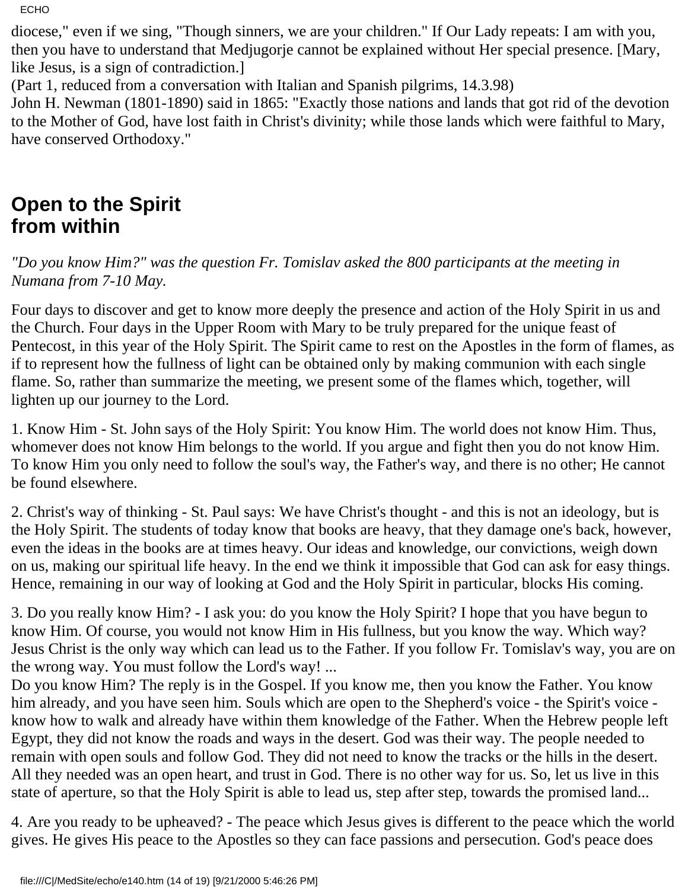diocese," even if we sing, "Though sinners, we are your children." If Our Lady repeats: I am with you, then you have to understand that Medjugorje cannot be explained without Her special presence. [Mary, like Jesus, is a sign of contradiction.]
(Part 1, reduced from a conversation with Italian and Spanish pilgrims, 14.3.98)
John H. Newman (1801-1890) said in 1865: "Exactly those nations and lands that got rid of the devotion to the Mother of God, have lost faith in Christ's divinity; while those lands which were faithful to Mary, have conserved Orthodoxy."

## Open to the Spirit from within

*"Do you know Him?" was the question Fr. Tomislav asked the 800 participants at the meeting in Numana from 7-10 May.*

Four days to discover and get to know more deeply the presence and action of the Holy Spirit in us and the Church. Four days in the Upper Room with Mary to be truly prepared for the unique feast of Pentecost, in this year of the Holy Spirit. The Spirit came to rest on the Apostles in the form of flames, as if to represent how the fullness of light can be obtained only by making communion with each single flame. So, rather than summarize the meeting, we present some of the flames which, together, will lighten up our journey to the Lord.

1. Know Him - St. John says of the Holy Spirit: You know Him. The world does not know Him. Thus, whomever does not know Him belongs to the world. If you argue and fight then you do not know Him. To know Him you only need to follow the soul's way, the Father's way, and there is no other; He cannot be found elsewhere.

2. Christ's way of thinking - St. Paul says: We have Christ's thought - and this is not an ideology, but is the Holy Spirit. The students of today know that books are heavy, that they damage one's back, however, even the ideas in the books are at times heavy. Our ideas and knowledge, our convictions, weigh down on us, making our spiritual life heavy. In the end we think it impossible that God can ask for easy things. Hence, remaining in our way of looking at God and the Holy Spirit in particular, blocks His coming.

3. Do you really know Him? - I ask you: do you know the Holy Spirit? I hope that you have begun to know Him. Of course, you would not know Him in His fullness, but you know the way. Which way? Jesus Christ is the only way which can lead us to the Father. If you follow Fr. Tomislav's way, you are on the wrong way. You must follow the Lord's way! ...
Do you know Him? The reply is in the Gospel. If you know me, then you know the Father. You know him already, and you have seen him. Souls which are open to the Shepherd's voice - the Spirit's voice - know how to walk and already have within them knowledge of the Father. When the Hebrew people left Egypt, they did not know the roads and ways in the desert. God was their way. The people needed to remain with open souls and follow God. They did not need to know the tracks or the hills in the desert. All they needed was an open heart, and trust in God. There is no other way for us. So, let us live in this state of aperture, so that the Holy Spirit is able to lead us, step after step, towards the promised land...

4. Are you ready to be upheaved? - The peace which Jesus gives is different to the peace which the world gives. He gives His peace to the Apostles so they can face passions and persecution. God's peace does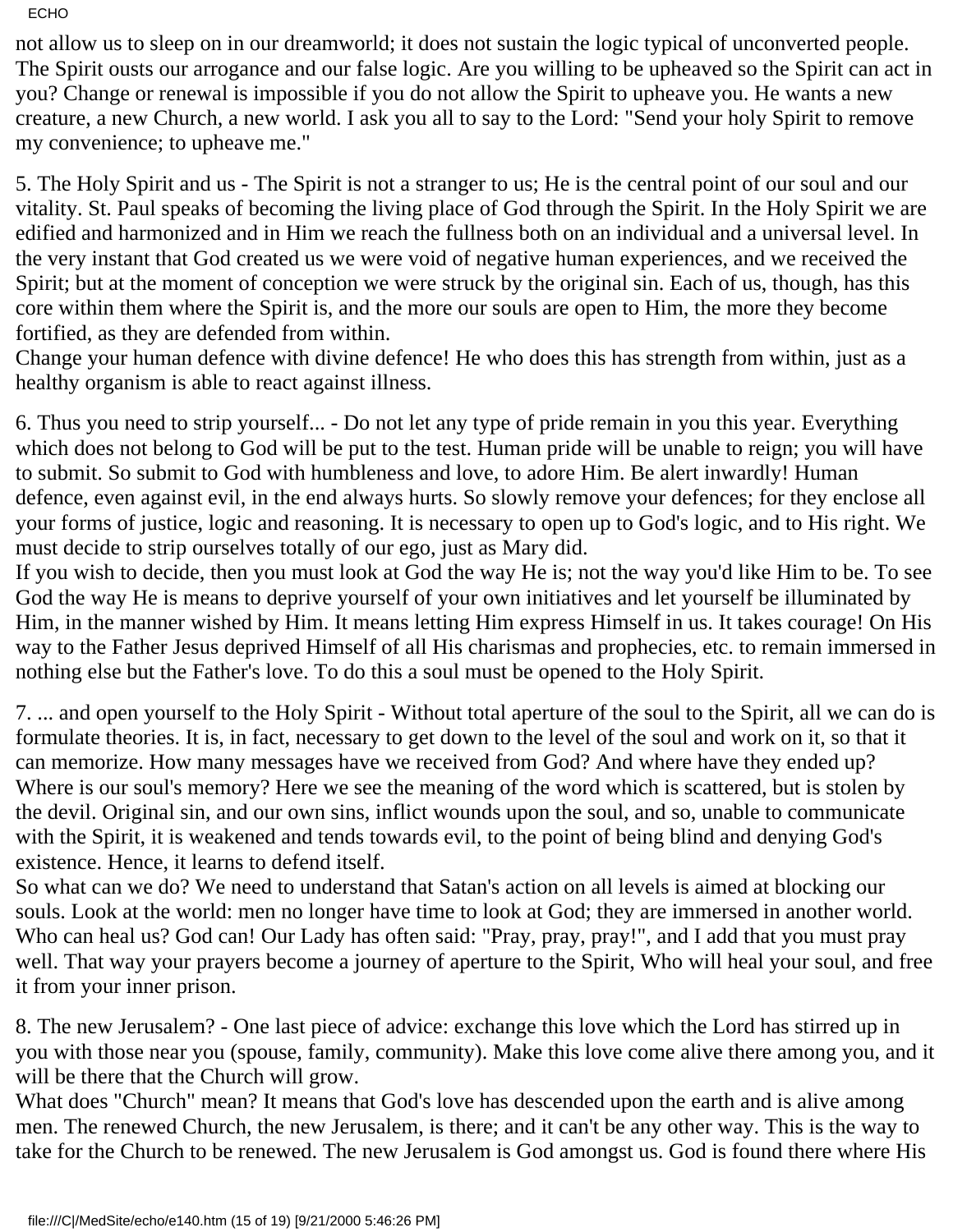not allow us to sleep on in our dreamworld; it does not sustain the logic typical of unconverted people. The Spirit ousts our arrogance and our false logic. Are you willing to be upheaved so the Spirit can act in you? Change or renewal is impossible if you do not allow the Spirit to upheave you. He wants a new creature, a new Church, a new world. I ask you all to say to the Lord: "Send your holy Spirit to remove my convenience; to upheave me."

5. The Holy Spirit and us - The Spirit is not a stranger to us; He is the central point of our soul and our vitality. St. Paul speaks of becoming the living place of God through the Spirit. In the Holy Spirit we are edified and harmonized and in Him we reach the fullness both on an individual and a universal level. In the very instant that God created us we were void of negative human experiences, and we received the Spirit; but at the moment of conception we were struck by the original sin. Each of us, though, has this core within them where the Spirit is, and the more our souls are open to Him, the more they become fortified, as they are defended from within.
Change your human defence with divine defence! He who does this has strength from within, just as a healthy organism is able to react against illness.

6. Thus you need to strip yourself... - Do not let any type of pride remain in you this year. Everything which does not belong to God will be put to the test. Human pride will be unable to reign; you will have to submit. So submit to God with humbleness and love, to adore Him. Be alert inwardly! Human defence, even against evil, in the end always hurts. So slowly remove your defences; for they enclose all your forms of justice, logic and reasoning. It is necessary to open up to God's logic, and to His right. We must decide to strip ourselves totally of our ego, just as Mary did.
If you wish to decide, then you must look at God the way He is; not the way you'd like Him to be. To see God the way He is means to deprive yourself of your own initiatives and let yourself be illuminated by Him, in the manner wished by Him. It means letting Him express Himself in us. It takes courage! On His way to the Father Jesus deprived Himself of all His charismas and prophecies, etc. to remain immersed in nothing else but the Father's love. To do this a soul must be opened to the Holy Spirit.

7. ... and open yourself to the Holy Spirit - Without total aperture of the soul to the Spirit, all we can do is formulate theories. It is, in fact, necessary to get down to the level of the soul and work on it, so that it can memorize. How many messages have we received from God? And where have they ended up? Where is our soul's memory? Here we see the meaning of the word which is scattered, but is stolen by the devil. Original sin, and our own sins, inflict wounds upon the soul, and so, unable to communicate with the Spirit, it is weakened and tends towards evil, to the point of being blind and denying God's existence. Hence, it learns to defend itself.
So what can we do? We need to understand that Satan's action on all levels is aimed at blocking our souls. Look at the world: men no longer have time to look at God; they are immersed in another world. Who can heal us? God can! Our Lady has often said: "Pray, pray, pray!", and I add that you must pray well. That way your prayers become a journey of aperture to the Spirit, Who will heal your soul, and free it from your inner prison.

8. The new Jerusalem? - One last piece of advice: exchange this love which the Lord has stirred up in you with those near you (spouse, family, community). Make this love come alive there among you, and it will be there that the Church will grow.
What does "Church" mean? It means that God's love has descended upon the earth and is alive among men. The renewed Church, the new Jerusalem, is there; and it can't be any other way. This is the way to take for the Church to be renewed. The new Jerusalem is God amongst us. God is found there where His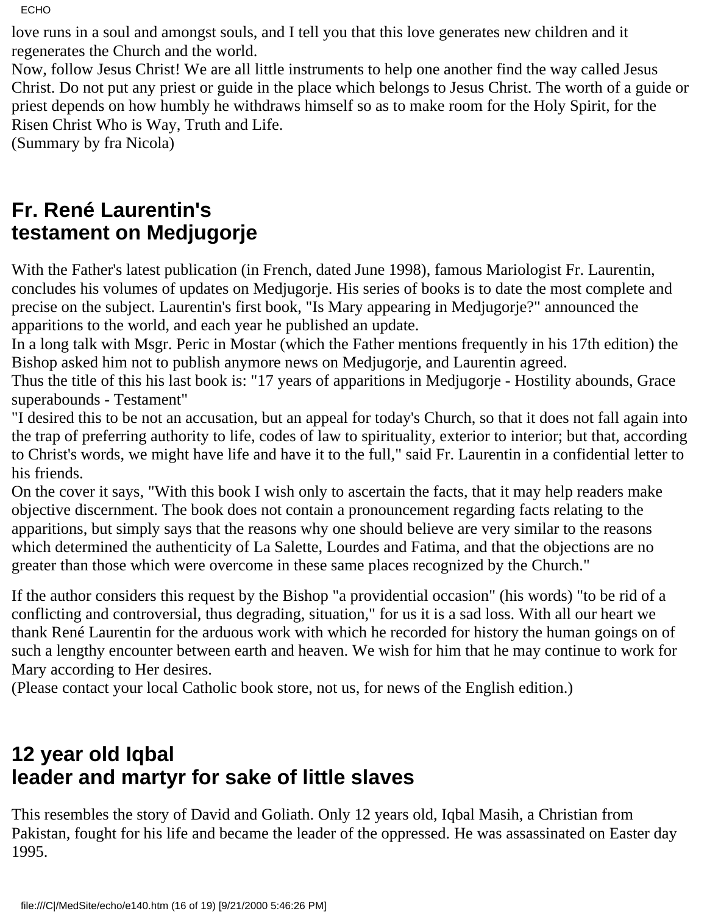love runs in a soul and amongst souls, and I tell you that this love generates new children and it regenerates the Church and the world.
Now, follow Jesus Christ! We are all little instruments to help one another find the way called Jesus Christ. Do not put any priest or guide in the place which belongs to Jesus Christ. The worth of a guide or priest depends on how humbly he withdraws himself so as to make room for the Holy Spirit, for the Risen Christ Who is Way, Truth and Life.
(Summary by fra Nicola)

## Fr. René Laurentin's testament on Medjugorje

With the Father's latest publication (in French, dated June 1998), famous Mariologist Fr. Laurentin, concludes his volumes of updates on Medjugorje. His series of books is to date the most complete and precise on the subject. Laurentin's first book, "Is Mary appearing in Medjugorje?" announced the apparitions to the world, and each year he published an update.
In a long talk with Msgr. Peric in Mostar (which the Father mentions frequently in his 17th edition) the Bishop asked him not to publish anymore news on Medjugorje, and Laurentin agreed.
Thus the title of this his last book is: "17 years of apparitions in Medjugorje - Hostility abounds, Grace superabounds - Testament"
"I desired this to be not an accusation, but an appeal for today's Church, so that it does not fall again into the trap of preferring authority to life, codes of law to spirituality, exterior to interior; but that, according to Christ's words, we might have life and have it to the full," said Fr. Laurentin in a confidential letter to his friends.
On the cover it says, "With this book I wish only to ascertain the facts, that it may help readers make objective discernment. The book does not contain a pronouncement regarding facts relating to the apparitions, but simply says that the reasons why one should believe are very similar to the reasons which determined the authenticity of La Salette, Lourdes and Fatima, and that the objections are no greater than those which were overcome in these same places recognized by the Church."

If the author considers this request by the Bishop "a providential occasion" (his words) "to be rid of a conflicting and controversial, thus degrading, situation," for us it is a sad loss. With all our heart we thank René Laurentin for the arduous work with which he recorded for history the human goings on of such a lengthy encounter between earth and heaven. We wish for him that he may continue to work for Mary according to Her desires.
(Please contact your local Catholic book store, not us, for news of the English edition.)

## 12 year old Iqbal leader and martyr for sake of little slaves

This resembles the story of David and Goliath. Only 12 years old, Iqbal Masih, a Christian from Pakistan, fought for his life and became the leader of the oppressed. He was assassinated on Easter day 1995.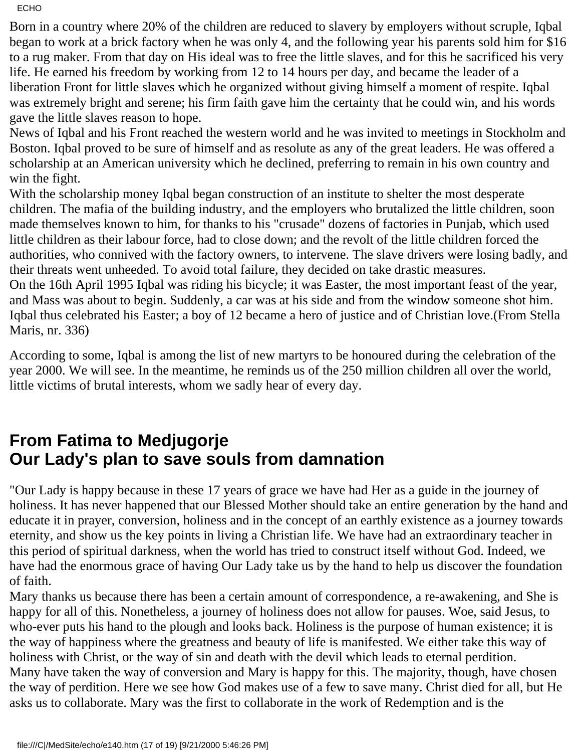Born in a country where 20% of the children are reduced to slavery by employers without scruple, Iqbal began to work at a brick factory when he was only 4, and the following year his parents sold him for $16 to a rug maker. From that day on His ideal was to free the little slaves, and for this he sacrificed his very life. He earned his freedom by working from 12 to 14 hours per day, and became the leader of a liberation Front for little slaves which he organized without giving himself a moment of respite. Iqbal was extremely bright and serene; his firm faith gave him the certainty that he could win, and his words gave the little slaves reason to hope.
News of Iqbal and his Front reached the western world and he was invited to meetings in Stockholm and Boston. Iqbal proved to be sure of himself and as resolute as any of the great leaders. He was offered a scholarship at an American university which he declined, preferring to remain in his own country and win the fight.
With the scholarship money Iqbal began construction of an institute to shelter the most desperate children. The mafia of the building industry, and the employers who brutalized the little children, soon made themselves known to him, for thanks to his "crusade" dozens of factories in Punjab, which used little children as their labour force, had to close down; and the revolt of the little children forced the authorities, who connived with the factory owners, to intervene. The slave drivers were losing badly, and their threats went unheeded. To avoid total failure, they decided on take drastic measures.
On the 16th April 1995 Iqbal was riding his bicycle; it was Easter, the most important feast of the year, and Mass was about to begin. Suddenly, a car was at his side and from the window someone shot him. Iqbal thus celebrated his Easter; a boy of 12 became a hero of justice and of Christian love.(From Stella Maris, nr. 336)

According to some, Iqbal is among the list of new martyrs to be honoured during the celebration of the year 2000. We will see. In the meantime, he reminds us of the 250 million children all over the world, little victims of brutal interests, whom we sadly hear of every day.

## From Fatima to Medjugorje
## Our Lady's plan to save souls from damnation

"Our Lady is happy because in these 17 years of grace we have had Her as a guide in the journey of holiness. It has never happened that our Blessed Mother should take an entire generation by the hand and educate it in prayer, conversion, holiness and in the concept of an earthly existence as a journey towards eternity, and show us the key points in living a Christian life. We have had an extraordinary teacher in this period of spiritual darkness, when the world has tried to construct itself without God. Indeed, we have had the enormous grace of having Our Lady take us by the hand to help us discover the foundation of faith.
Mary thanks us because there has been a certain amount of correspondence, a re-awakening, and She is happy for all of this. Nonetheless, a journey of holiness does not allow for pauses. Woe, said Jesus, to who-ever puts his hand to the plough and looks back. Holiness is the purpose of human existence; it is the way of happiness where the greatness and beauty of life is manifested. We either take this way of holiness with Christ, or the way of sin and death with the devil which leads to eternal perdition.
Many have taken the way of conversion and Mary is happy for this. The majority, though, have chosen the way of perdition. Here we see how God makes use of a few to save many. Christ died for all, but He asks us to collaborate. Mary was the first to collaborate in the work of Redemption and is the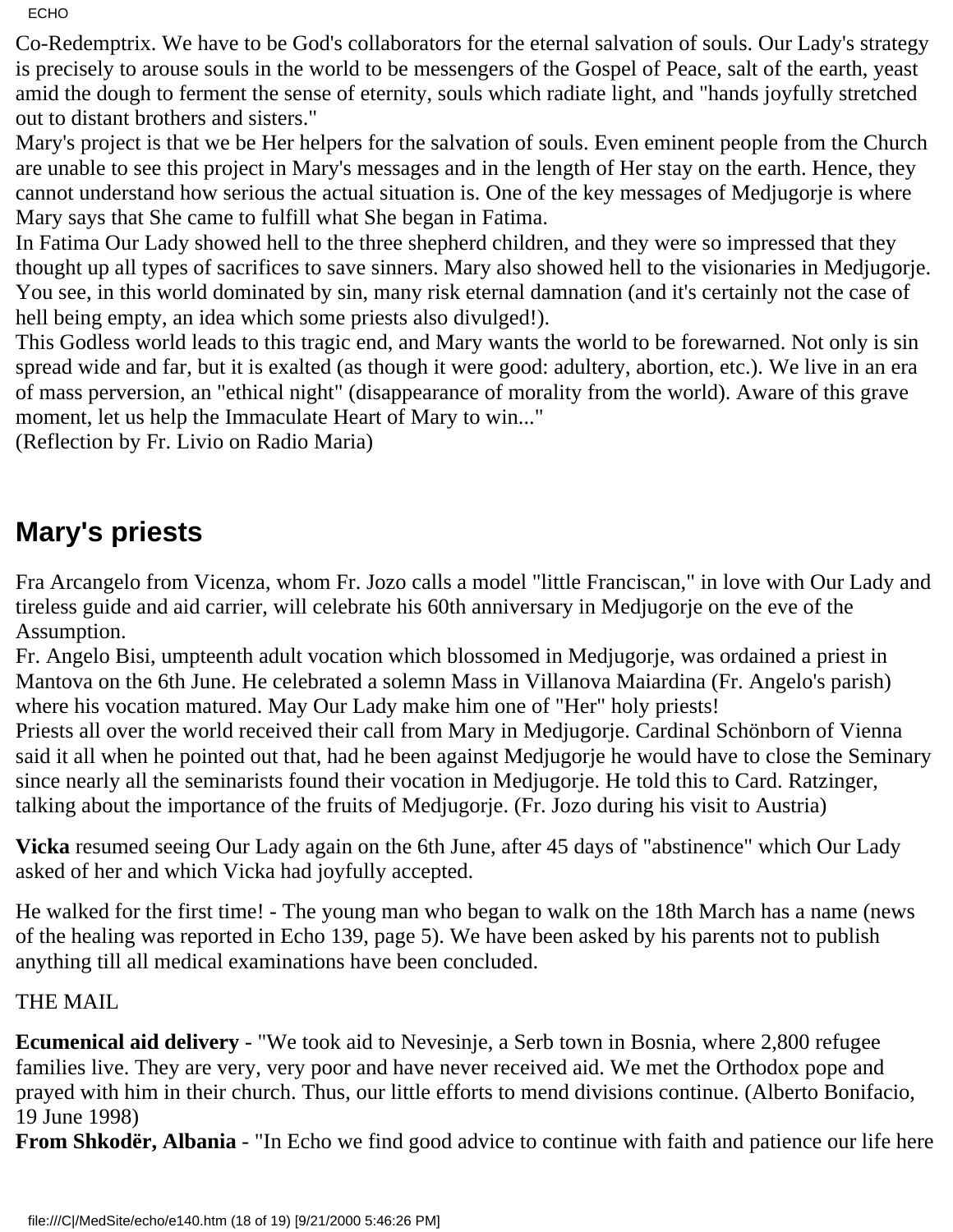Co-Redemptrix. We have to be God's collaborators for the eternal salvation of souls. Our Lady's strategy is precisely to arouse souls in the world to be messengers of the Gospel of Peace, salt of the earth, yeast amid the dough to ferment the sense of eternity, souls which radiate light, and "hands joyfully stretched out to distant brothers and sisters."
Mary's project is that we be Her helpers for the salvation of souls. Even eminent people from the Church are unable to see this project in Mary's messages and in the length of Her stay on the earth. Hence, they cannot understand how serious the actual situation is. One of the key messages of Medjugorje is where Mary says that She came to fulfill what She began in Fatima.
In Fatima Our Lady showed hell to the three shepherd children, and they were so impressed that they thought up all types of sacrifices to save sinners. Mary also showed hell to the visionaries in Medjugorje. You see, in this world dominated by sin, many risk eternal damnation (and it's certainly not the case of hell being empty, an idea which some priests also divulged!).
This Godless world leads to this tragic end, and Mary wants the world to be forewarned. Not only is sin spread wide and far, but it is exalted (as though it were good: adultery, abortion, etc.). We live in an era of mass perversion, an "ethical night" (disappearance of morality from the world). Aware of this grave moment, let us help the Immaculate Heart of Mary to win..."
(Reflection by Fr. Livio on Radio Maria)

## Mary's priests

Fra Arcangelo from Vicenza, whom Fr. Jozo calls a model "little Franciscan," in love with Our Lady and tireless guide and aid carrier, will celebrate his 60th anniversary in Medjugorje on the eve of the Assumption.
Fr. Angelo Bisi, umpteenth adult vocation which blossomed in Medjugorje, was ordained a priest in Mantova on the 6th June. He celebrated a solemn Mass in Villanova Maiardina (Fr. Angelo's parish) where his vocation matured. May Our Lady make him one of "Her" holy priests!
Priests all over the world received their call from Mary in Medjugorje. Cardinal Schönborn of Vienna said it all when he pointed out that, had he been against Medjugorje he would have to close the Seminary since nearly all the seminarists found their vocation in Medjugorje. He told this to Card. Ratzinger, talking about the importance of the fruits of Medjugorje. (Fr. Jozo during his visit to Austria)

**Vicka** resumed seeing Our Lady again on the 6th June, after 45 days of "abstinence" which Our Lady asked of her and which Vicka had joyfully accepted.

He walked for the first time! - The young man who began to walk on the 18th March has a name (news of the healing was reported in Echo 139, page 5). We have been asked by his parents not to publish anything till all medical examinations have been concluded.

THE MAIL

**Ecumenical aid delivery** - "We took aid to Nevesinje, a Serb town in Bosnia, where 2,800 refugee families live. They are very, very poor and have never received aid. We met the Orthodox pope and prayed with him in their church. Thus, our little efforts to mend divisions continue. (Alberto Bonifacio, 19 June 1998)
**From Shkodër, Albania** - "In Echo we find good advice to continue with faith and patience our life here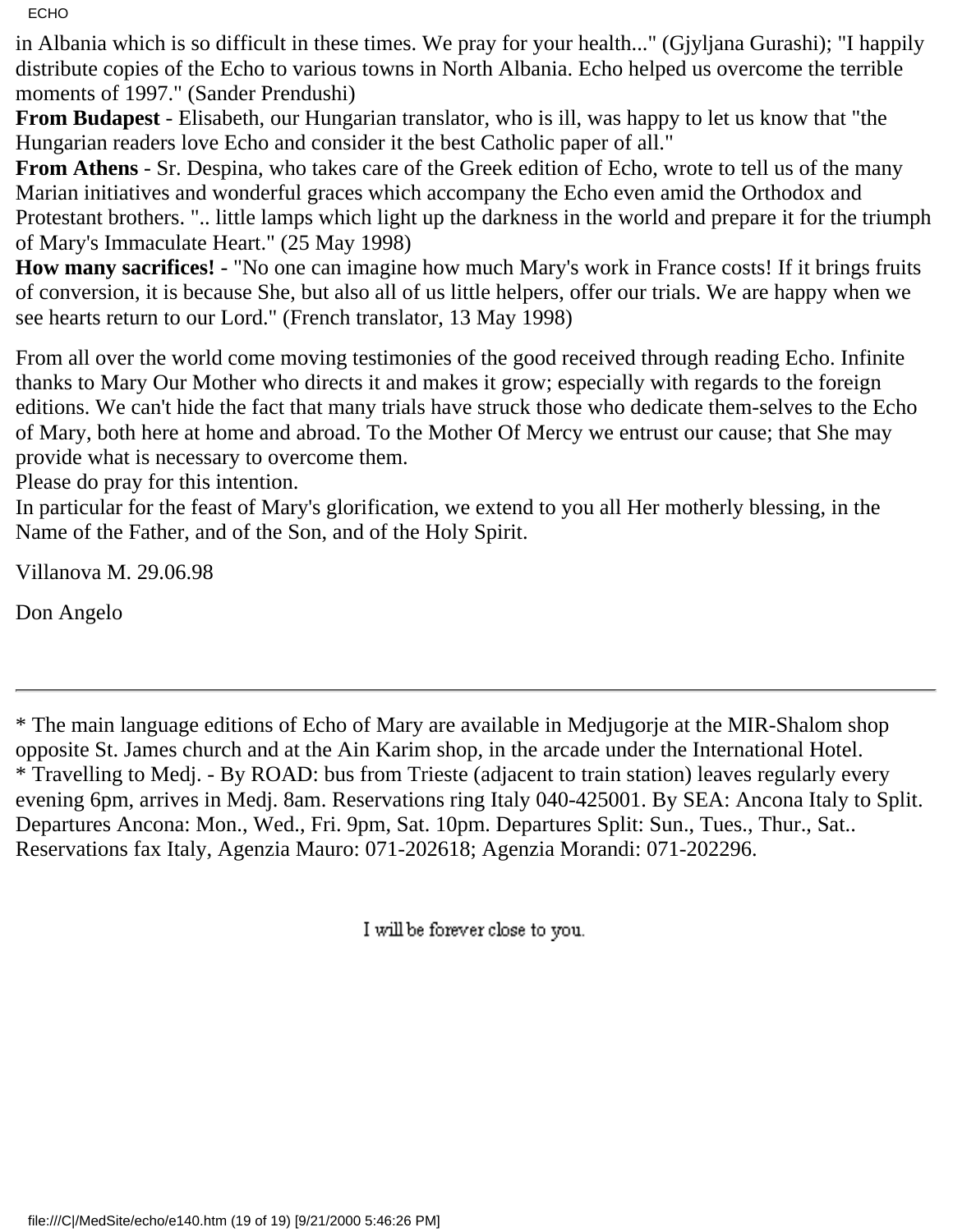in Albania which is so difficult in these times. We pray for your health..." (Gjyljana Gurashi); "I happily distribute copies of the Echo to various towns in North Albania. Echo helped us overcome the terrible moments of 1997." (Sander Prendushi)

**From Budapest** - Elisabeth, our Hungarian translator, who is ill, was happy to let us know that "the Hungarian readers love Echo and consider it the best Catholic paper of all."

**From Athens** - Sr. Despina, who takes care of the Greek edition of Echo, wrote to tell us of the many Marian initiatives and wonderful graces which accompany the Echo even amid the Orthodox and Protestant brothers. ".. little lamps which light up the darkness in the world and prepare it for the triumph of Mary's Immaculate Heart." (25 May 1998)

**How many sacrifices!** - "No one can imagine how much Mary's work in France costs! If it brings fruits of conversion, it is because She, but also all of us little helpers, offer our trials. We are happy when we see hearts return to our Lord." (French translator, 13 May 1998)

From all over the world come moving testimonies of the good received through reading Echo. Infinite thanks to Mary Our Mother who directs it and makes it grow; especially with regards to the foreign editions. We can't hide the fact that many trials have struck those who dedicate them-selves to the Echo of Mary, both here at home and abroad. To the Mother Of Mercy we entrust our cause; that She may provide what is necessary to overcome them.
Please do pray for this intention.
In particular for the feast of Mary's glorification, we extend to you all Her motherly blessing, in the Name of the Father, and of the Son, and of the Holy Spirit.

Villanova M. 29.06.98

Don Angelo

---

* The main language editions of Echo of Mary are available in Medjugorje at the MIR-Shalom shop opposite St. James church and at the Ain Karim shop, in the arcade under the International Hotel.
* Travelling to Medj. - By ROAD: bus from Trieste (adjacent to train station) leaves regularly every evening 6pm, arrives in Medj. 8am. Reservations ring Italy 040-425001. By SEA: Ancona Italy to Split. Departures Ancona: Mon., Wed., Fri. 9pm, Sat. 10pm. Departures Split: Sun., Tues., Thur., Sat.. Reservations fax Italy, Agenzia Mauro: 071-202618; Agenzia Morandi: 071-202296.

I will be forever close to you.